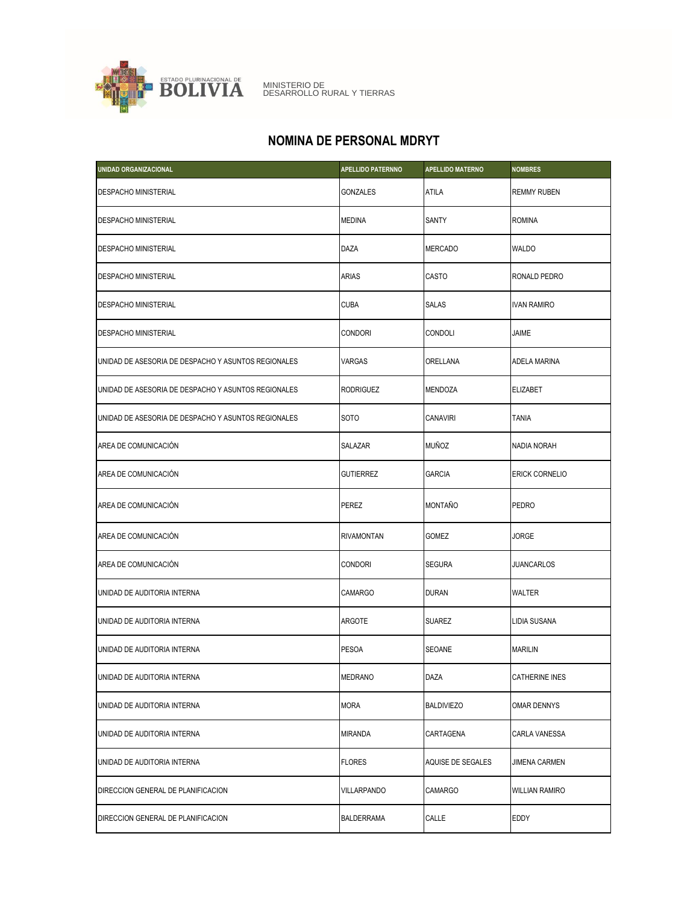ESTADO PLURINACIONAL DE BOLIVIA

MINISTERIO DE DESARROLLO RURAL Y TIERRAS

# NOMINA DE PERSONAL MDRYT

| UNIDAD ORGANIZACIONAL | APELLIDO PATERNNO | APELLIDO MATERNO | NOMBRES |
|---|---|---|---|
| DESPACHO MINISTERIAL | GONZALES | ATILA | REMMY RUBEN |
| DESPACHO MINISTERIAL | MEDINA | SANTY | ROMINA |
| DESPACHO MINISTERIAL | DAZA | MERCADO | WALDO |
| DESPACHO MINISTERIAL | ARIAS | CASTO | RONALD PEDRO |
| DESPACHO MINISTERIAL | CUBA | SALAS | IVAN RAMIRO |
| DESPACHO MINISTERIAL | CONDORI | CONDOLI | JAIME |
| UNIDAD DE ASESORIA DE DESPACHO Y ASUNTOS REGIONALES | VARGAS | ORELLANA | ADELA MARINA |
| UNIDAD DE ASESORIA DE DESPACHO Y ASUNTOS REGIONALES | RODRIGUEZ | MENDOZA | ELIZABET |
| UNIDAD DE ASESORIA DE DESPACHO Y ASUNTOS REGIONALES | SOTO | CANAVIRI | TANIA |
| AREA DE COMUNICACIÓN | SALAZAR | MUÑOZ | NADIA NORAH |
| AREA DE COMUNICACIÓN | GUTIERREZ | GARCIA | ERICK CORNELIO |
| AREA DE COMUNICACIÓN | PEREZ | MONTAÑO | PEDRO |
| AREA DE COMUNICACIÓN | RIVAMONTAN | GOMEZ | JORGE |
| AREA DE COMUNICACIÓN | CONDORI | SEGURA | JUANCARLOS |
| UNIDAD DE AUDITORIA INTERNA | CAMARGO | DURAN | WALTER |
| UNIDAD DE AUDITORIA INTERNA | ARGOTE | SUAREZ | LIDIA SUSANA |
| UNIDAD DE AUDITORIA INTERNA | PESOA | SEOANE | MARILIN |
| UNIDAD DE AUDITORIA INTERNA | MEDRANO | DAZA | CATHERINE INES |
| UNIDAD DE AUDITORIA INTERNA | MORA | BALDIVIEZO | OMAR DENNYS |
| UNIDAD DE AUDITORIA INTERNA | MIRANDA | CARTAGENA | CARLA VANESSA |
| UNIDAD DE AUDITORIA INTERNA | FLORES | AQUISE DE SEGALES | JIMENA CARMEN |
| DIRECCION GENERAL DE PLANIFICACION | VILLARPANDO | CAMARGO | WILLIAN RAMIRO |
| DIRECCION GENERAL DE PLANIFICACION | BALDERRAMA | CALLE | EDDY |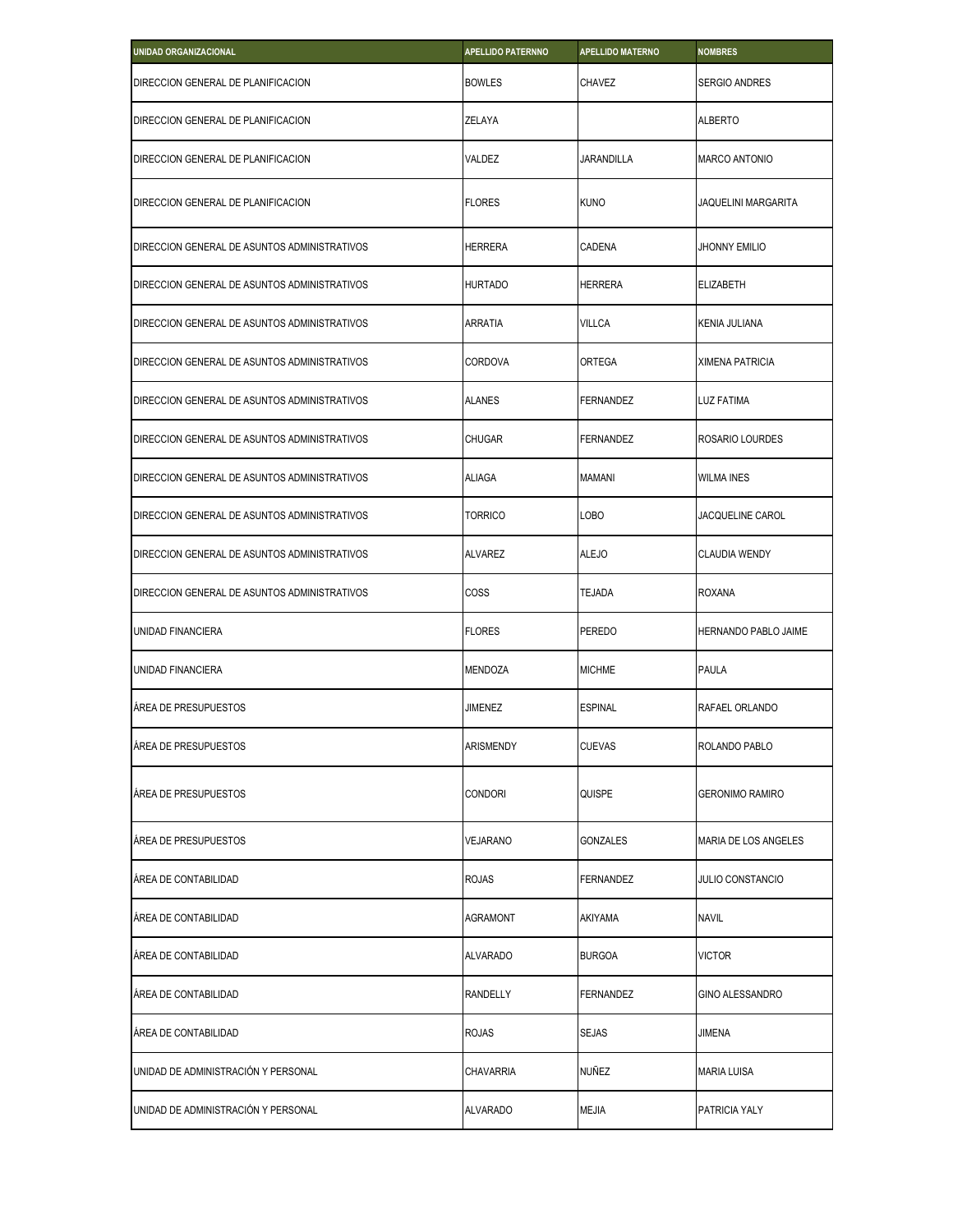| UNIDAD ORGANIZACIONAL | APELLIDO PATERNNO | APELLIDO MATERNO | NOMBRES |
| --- | --- | --- | --- |
| DIRECCION GENERAL DE PLANIFICACION | BOWLES | CHAVEZ | SERGIO ANDRES |
| DIRECCION GENERAL DE PLANIFICACION | ZELAYA | | ALBERTO |
| DIRECCION GENERAL DE PLANIFICACION | VALDEZ | JARANDILLA | MARCO ANTONIO |
| DIRECCION GENERAL DE PLANIFICACION | FLORES | KUNO | JAQUELINI MARGARITA |
| DIRECCION GENERAL DE ASUNTOS ADMINISTRATIVOS | HERRERA | CADENA | JHONNY EMILIO |
| DIRECCION GENERAL DE ASUNTOS ADMINISTRATIVOS | HURTADO | HERRERA | ELIZABETH |
| DIRECCION GENERAL DE ASUNTOS ADMINISTRATIVOS | ARRATIA | VILLCA | KENIA JULIANA |
| DIRECCION GENERAL DE ASUNTOS ADMINISTRATIVOS | CORDOVA | ORTEGA | XIMENA PATRICIA |
| DIRECCION GENERAL DE ASUNTOS ADMINISTRATIVOS | ALANES | FERNANDEZ | LUZ FATIMA |
| DIRECCION GENERAL DE ASUNTOS ADMINISTRATIVOS | CHUGAR | FERNANDEZ | ROSARIO LOURDES |
| DIRECCION GENERAL DE ASUNTOS ADMINISTRATIVOS | ALIAGA | MAMANI | WILMA INES |
| DIRECCION GENERAL DE ASUNTOS ADMINISTRATIVOS | TORRICO | LOBO | JACQUELINE CAROL |
| DIRECCION GENERAL DE ASUNTOS ADMINISTRATIVOS | ALVAREZ | ALEJO | CLAUDIA WENDY |
| DIRECCION GENERAL DE ASUNTOS ADMINISTRATIVOS | COSS | TEJADA | ROXANA |
| UNIDAD FINANCIERA | FLORES | PEREDO | HERNANDO PABLO JAIME |
| UNIDAD FINANCIERA | MENDOZA | MICHME | PAULA |
| ÁREA DE PRESUPUESTOS | JIMENEZ | ESPINAL | RAFAEL ORLANDO |
| ÁREA DE PRESUPUESTOS | ARISMENDY | CUEVAS | ROLANDO PABLO |
| ÁREA DE PRESUPUESTOS | CONDORI | QUISPE | GERONIMO RAMIRO |
| ÁREA DE PRESUPUESTOS | VEJARANO | GONZALES | MARIA DE LOS ANGELES |
| ÁREA DE CONTABILIDAD | ROJAS | FERNANDEZ | JULIO CONSTANCIO |
| ÁREA DE CONTABILIDAD | AGRAMONT | AKIYAMA | NAVIL |
| ÁREA DE CONTABILIDAD | ALVARADO | BURGOA | VICTOR |
| ÁREA DE CONTABILIDAD | RANDELLY | FERNANDEZ | GINO ALESSANDRO |
| ÁREA DE CONTABILIDAD | ROJAS | SEJAS | JIMENA |
| UNIDAD DE ADMINISTRACIÓN Y PERSONAL | CHAVARRIA | NUÑEZ | MARIA LUISA |
| UNIDAD DE ADMINISTRACIÓN Y PERSONAL | ALVARADO | MEJIA | PATRICIA YALY |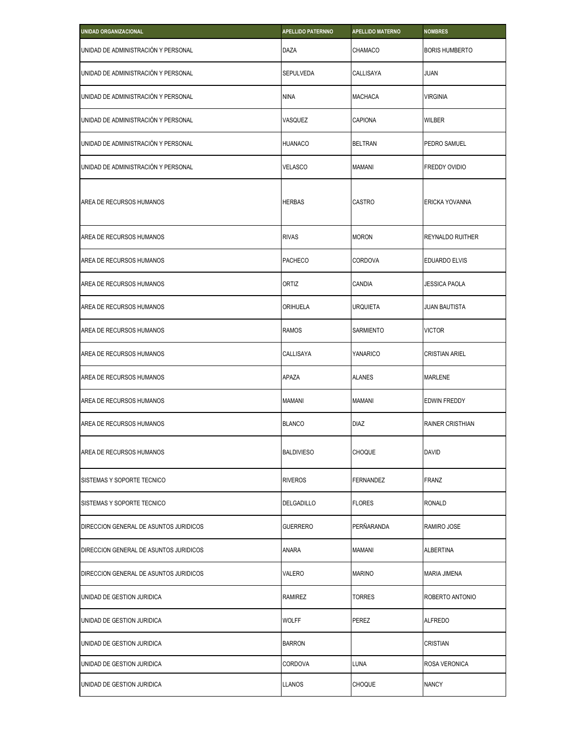| UNIDAD ORGANIZACIONAL | APELLIDO PATERNNO | APELLIDO MATERNO | NOMBRES |
|---|---|---|---|
| UNIDAD DE ADMINISTRACIÓN Y PERSONAL | DAZA | CHAMACO | BORIS HUMBERTO |
| UNIDAD DE ADMINISTRACIÓN Y PERSONAL | SEPULVEDA | CALLISAYA | JUAN |
| UNIDAD DE ADMINISTRACIÓN Y PERSONAL | NINA | MACHACA | VIRGINIA |
| UNIDAD DE ADMINISTRACIÓN Y PERSONAL | VASQUEZ | CAPIONA | WILBER |
| UNIDAD DE ADMINISTRACIÓN Y PERSONAL | HUANACO | BELTRAN | PEDRO SAMUEL |
| UNIDAD DE ADMINISTRACIÓN Y PERSONAL | VELASCO | MAMANI | FREDDY OVIDIO |
| AREA DE RECURSOS HUMANOS | HERBAS | CASTRO | ERICKA YOVANNA |
| AREA DE RECURSOS HUMANOS | RIVAS | MORON | REYNALDO RUITHER |
| AREA DE RECURSOS HUMANOS | PACHECO | CORDOVA | EDUARDO ELVIS |
| AREA DE RECURSOS HUMANOS | ORTIZ | CANDIA | JESSICA PAOLA |
| AREA DE RECURSOS HUMANOS | ORIHUELA | URQUIETA | JUAN BAUTISTA |
| AREA DE RECURSOS HUMANOS | RAMOS | SARMIENTO | VICTOR |
| AREA DE RECURSOS HUMANOS | CALLISAYA | YANARICO | CRISTIAN ARIEL |
| AREA DE RECURSOS HUMANOS | APAZA | ALANES | MARLENE |
| AREA DE RECURSOS HUMANOS | MAMANI | MAMANI | EDWIN FREDDY |
| AREA DE RECURSOS HUMANOS | BLANCO | DIAZ | RAINER CRISTHIAN |
| AREA DE RECURSOS HUMANOS | BALDIVIESO | CHOQUE | DAVID |
| SISTEMAS Y SOPORTE TECNICO | RIVEROS | FERNANDEZ | FRANZ |
| SISTEMAS Y SOPORTE TECNICO | DELGADILLO | FLORES | RONALD |
| DIRECCION GENERAL DE ASUNTOS JURIDICOS | GUERRERO | PERÑARANDA | RAMIRO JOSE |
| DIRECCION GENERAL DE ASUNTOS JURIDICOS | ANARA | MAMANI | ALBERTINA |
| DIRECCION GENERAL DE ASUNTOS JURIDICOS | VALERO | MARINO | MARIA JIMENA |
| UNIDAD DE GESTION JURIDICA | RAMIREZ | TORRES | ROBERTO ANTONIO |
| UNIDAD DE GESTION JURIDICA | WOLFF | PEREZ | ALFREDO |
| UNIDAD DE GESTION JURIDICA | BARRON | | CRISTIAN |
| UNIDAD DE GESTION JURIDICA | CORDOVA | LUNA | ROSA VERONICA |
| UNIDAD DE GESTION JURIDICA | LLANOS | CHOQUE | NANCY |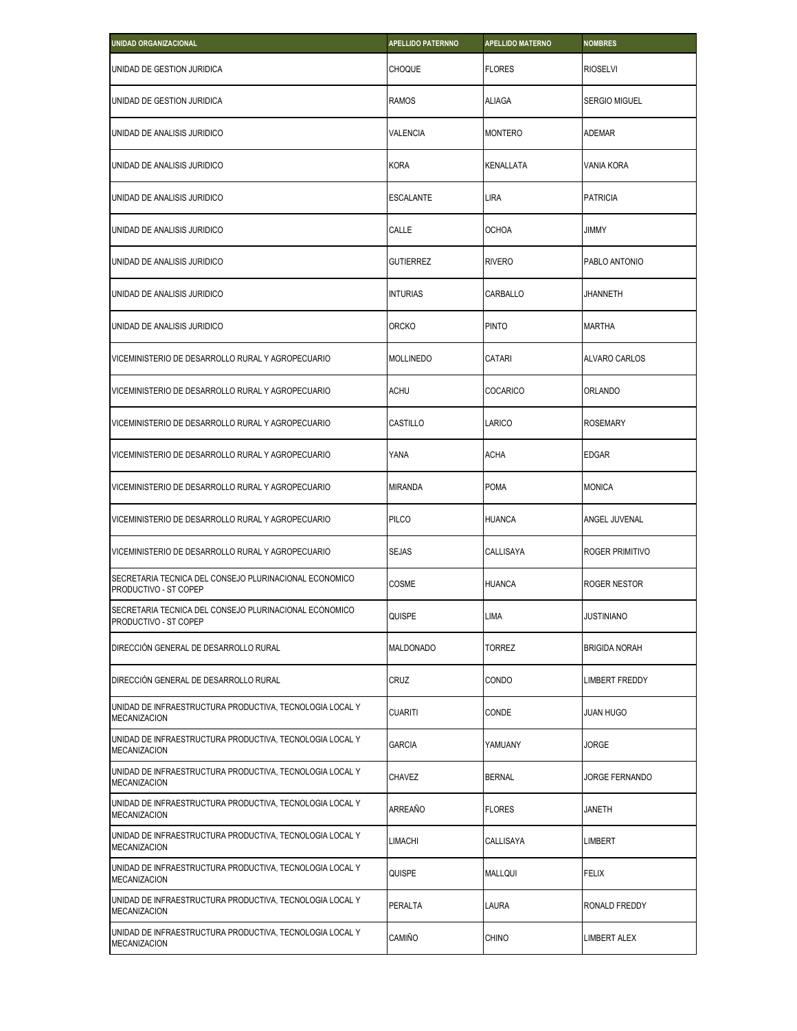| UNIDAD ORGANIZACIONAL | APELLIDO PATERNNO | APELLIDO MATERNO | NOMBRES |
|---|---|---|---|
| UNIDAD DE GESTION JURIDICA | CHOQUE | FLORES | RIOSELVI |
| UNIDAD DE GESTION JURIDICA | RAMOS | ALIAGA | SERGIO MIGUEL |
| UNIDAD DE ANALISIS JURIDICO | VALENCIA | MONTERO | ADEMAR |
| UNIDAD DE ANALISIS JURIDICO | KORA | KENALLATA | VANIA KORA |
| UNIDAD DE ANALISIS JURIDICO | ESCALANTE | LIRA | PATRICIA |
| UNIDAD DE ANALISIS JURIDICO | CALLE | OCHOA | JIMMY |
| UNIDAD DE ANALISIS JURIDICO | GUTIERREZ | RIVERO | PABLO ANTONIO |
| UNIDAD DE ANALISIS JURIDICO | INTURIAS | CARBALLO | JHANNETH |
| UNIDAD DE ANALISIS JURIDICO | ORCKO | PINTO | MARTHA |
| VICEMINISTERIO DE DESARROLLO RURAL Y AGROPECUARIO | MOLLINEDO | CATARI | ALVARO CARLOS |
| VICEMINISTERIO DE DESARROLLO RURAL Y AGROPECUARIO | ACHU | COCARICO | ORLANDO |
| VICEMINISTERIO DE DESARROLLO RURAL Y AGROPECUARIO | CASTILLO | LARICO | ROSEMARY |
| VICEMINISTERIO DE DESARROLLO RURAL Y AGROPECUARIO | YANA | ACHA | EDGAR |
| VICEMINISTERIO DE DESARROLLO RURAL Y AGROPECUARIO | MIRANDA | POMA | MONICA |
| VICEMINISTERIO DE DESARROLLO RURAL Y AGROPECUARIO | PILCO | HUANCA | ANGEL JUVENAL |
| VICEMINISTERIO DE DESARROLLO RURAL Y AGROPECUARIO | SEJAS | CALLISAYA | ROGER PRIMITIVO |
| SECRETARIA TECNICA DEL CONSEJO PLURINACIONAL ECONOMICO PRODUCTIVO - ST COPEP | COSME | HUANCA | ROGER NESTOR |
| SECRETARIA TECNICA DEL CONSEJO PLURINACIONAL ECONOMICO PRODUCTIVO - ST COPEP | QUISPE | LIMA | JUSTINIANO |
| DIRECCIÓN GENERAL DE DESARROLLO RURAL | MALDONADO | TORREZ | BRIGIDA NORAH |
| DIRECCIÓN GENERAL DE DESARROLLO RURAL | CRUZ | CONDO | LIMBERT FREDDY |
| UNIDAD DE INFRAESTRUCTURA PRODUCTIVA, TECNOLOGIA LOCAL Y MECANIZACION | CUARITI | CONDE | JUAN HUGO |
| UNIDAD DE INFRAESTRUCTURA PRODUCTIVA, TECNOLOGIA LOCAL Y MECANIZACION | GARCIA | YAMUANY | JORGE |
| UNIDAD DE INFRAESTRUCTURA PRODUCTIVA, TECNOLOGIA LOCAL Y MECANIZACION | CHAVEZ | BERNAL | JORGE FERNANDO |
| UNIDAD DE INFRAESTRUCTURA PRODUCTIVA, TECNOLOGIA LOCAL Y MECANIZACION | ARREAÑO | FLORES | JANETH |
| UNIDAD DE INFRAESTRUCTURA PRODUCTIVA, TECNOLOGIA LOCAL Y MECANIZACION | LIMACHI | CALLISAYA | LIMBERT |
| UNIDAD DE INFRAESTRUCTURA PRODUCTIVA, TECNOLOGIA LOCAL Y MECANIZACION | QUISPE | MALLQUI | FELIX |
| UNIDAD DE INFRAESTRUCTURA PRODUCTIVA, TECNOLOGIA LOCAL Y MECANIZACION | PERALTA | LAURA | RONALD FREDDY |
| UNIDAD DE INFRAESTRUCTURA PRODUCTIVA, TECNOLOGIA LOCAL Y MECANIZACION | CAMIÑO | CHINO | LIMBERT ALEX |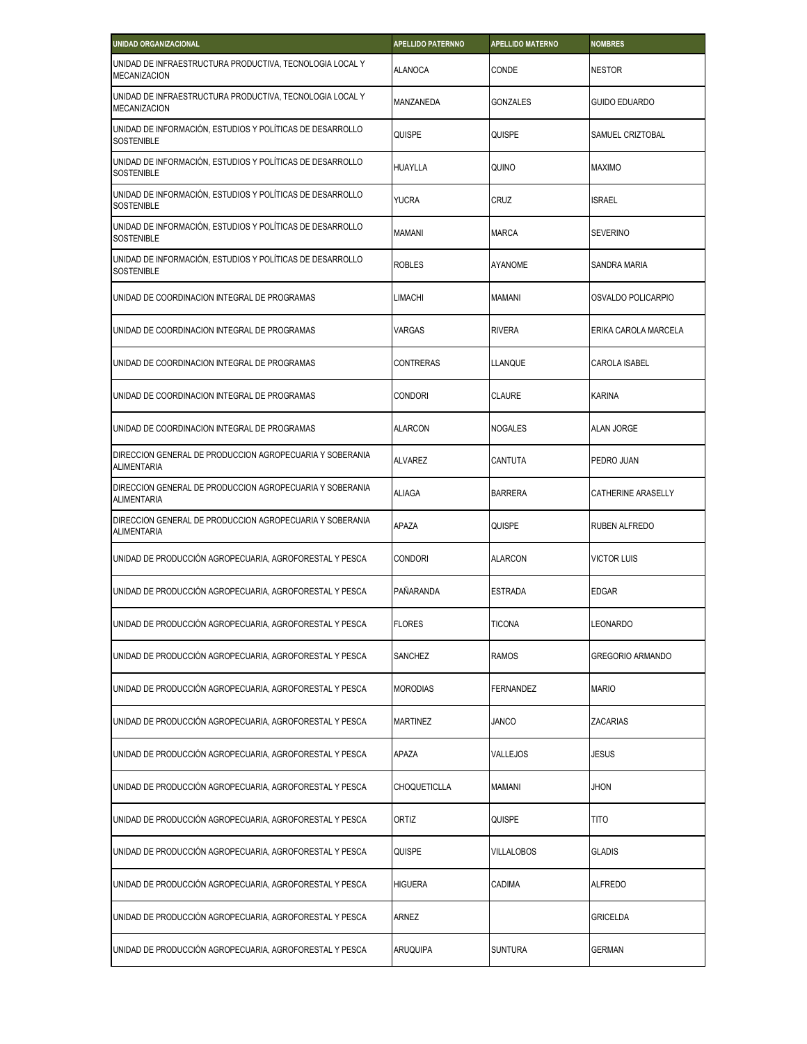| UNIDAD ORGANIZACIONAL | APELLIDO PATERNNO | APELLIDO MATERNO | NOMBRES |
|---|---|---|---|
| UNIDAD DE INFRAESTRUCTURA PRODUCTIVA, TECNOLOGIA LOCAL Y MECANIZACION | ALANOCA | CONDE | NESTOR |
| UNIDAD DE INFRAESTRUCTURA PRODUCTIVA, TECNOLOGIA LOCAL Y MECANIZACION | MANZANEDA | GONZALES | GUIDO EDUARDO |
| UNIDAD DE INFORMACIÓN, ESTUDIOS Y POLÍTICAS DE DESARROLLO SOSTENIBLE | QUISPE | QUISPE | SAMUEL CRIZTOBAL |
| UNIDAD DE INFORMACIÓN, ESTUDIOS Y POLÍTICAS DE DESARROLLO SOSTENIBLE | HUAYLLA | QUINO | MAXIMO |
| UNIDAD DE INFORMACIÓN, ESTUDIOS Y POLÍTICAS DE DESARROLLO SOSTENIBLE | YUCRA | CRUZ | ISRAEL |
| UNIDAD DE INFORMACIÓN, ESTUDIOS Y POLÍTICAS DE DESARROLLO SOSTENIBLE | MAMANI | MARCA | SEVERINO |
| UNIDAD DE INFORMACIÓN, ESTUDIOS Y POLÍTICAS DE DESARROLLO SOSTENIBLE | ROBLES | AYANOME | SANDRA MARIA |
| UNIDAD DE COORDINACION INTEGRAL DE PROGRAMAS | LIMACHI | MAMANI | OSVALDO POLICARPIO |
| UNIDAD DE COORDINACION INTEGRAL DE PROGRAMAS | VARGAS | RIVERA | ERIKA CAROLA MARCELA |
| UNIDAD DE COORDINACION INTEGRAL DE PROGRAMAS | CONTRERAS | LLANQUE | CAROLA ISABEL |
| UNIDAD DE COORDINACION INTEGRAL DE PROGRAMAS | CONDORI | CLAURE | KARINA |
| UNIDAD DE COORDINACION INTEGRAL DE PROGRAMAS | ALARCON | NOGALES | ALAN JORGE |
| DIRECCION GENERAL DE PRODUCCION AGROPECUARIA Y SOBERANIA ALIMENTARIA | ALVAREZ | CANTUTA | PEDRO JUAN |
| DIRECCION GENERAL DE PRODUCCION AGROPECUARIA Y SOBERANIA ALIMENTARIA | ALIAGA | BARRERA | CATHERINE ARASELLY |
| DIRECCION GENERAL DE PRODUCCION AGROPECUARIA Y SOBERANIA ALIMENTARIA | APAZA | QUISPE | RUBEN ALFREDO |
| UNIDAD DE PRODUCCIÓN AGROPECUARIA, AGROFORESTAL Y PESCA | CONDORI | ALARCON | VICTOR LUIS |
| UNIDAD DE PRODUCCIÓN AGROPECUARIA, AGROFORESTAL Y PESCA | PAÑARANDA | ESTRADA | EDGAR |
| UNIDAD DE PRODUCCIÓN AGROPECUARIA, AGROFORESTAL Y PESCA | FLORES | TICONA | LEONARDO |
| UNIDAD DE PRODUCCIÓN AGROPECUARIA, AGROFORESTAL Y PESCA | SANCHEZ | RAMOS | GREGORIO ARMANDO |
| UNIDAD DE PRODUCCIÓN AGROPECUARIA, AGROFORESTAL Y PESCA | MORODIAS | FERNANDEZ | MARIO |
| UNIDAD DE PRODUCCIÓN AGROPECUARIA, AGROFORESTAL Y PESCA | MARTINEZ | JANCO | ZACARIAS |
| UNIDAD DE PRODUCCIÓN AGROPECUARIA, AGROFORESTAL Y PESCA | APAZA | VALLEJOS | JESUS |
| UNIDAD DE PRODUCCIÓN AGROPECUARIA, AGROFORESTAL Y PESCA | CHOQUETICLLA | MAMANI | JHON |
| UNIDAD DE PRODUCCIÓN AGROPECUARIA, AGROFORESTAL Y PESCA | ORTIZ | QUISPE | TITO |
| UNIDAD DE PRODUCCIÓN AGROPECUARIA, AGROFORESTAL Y PESCA | QUISPE | VILLALOBOS | GLADIS |
| UNIDAD DE PRODUCCIÓN AGROPECUARIA, AGROFORESTAL Y PESCA | HIGUERA | CADIMA | ALFREDO |
| UNIDAD DE PRODUCCIÓN AGROPECUARIA, AGROFORESTAL Y PESCA | ARNEZ | | GRICELDA |
| UNIDAD DE PRODUCCIÓN AGROPECUARIA, AGROFORESTAL Y PESCA | ARUQUIPA | SUNTURA | GERMAN |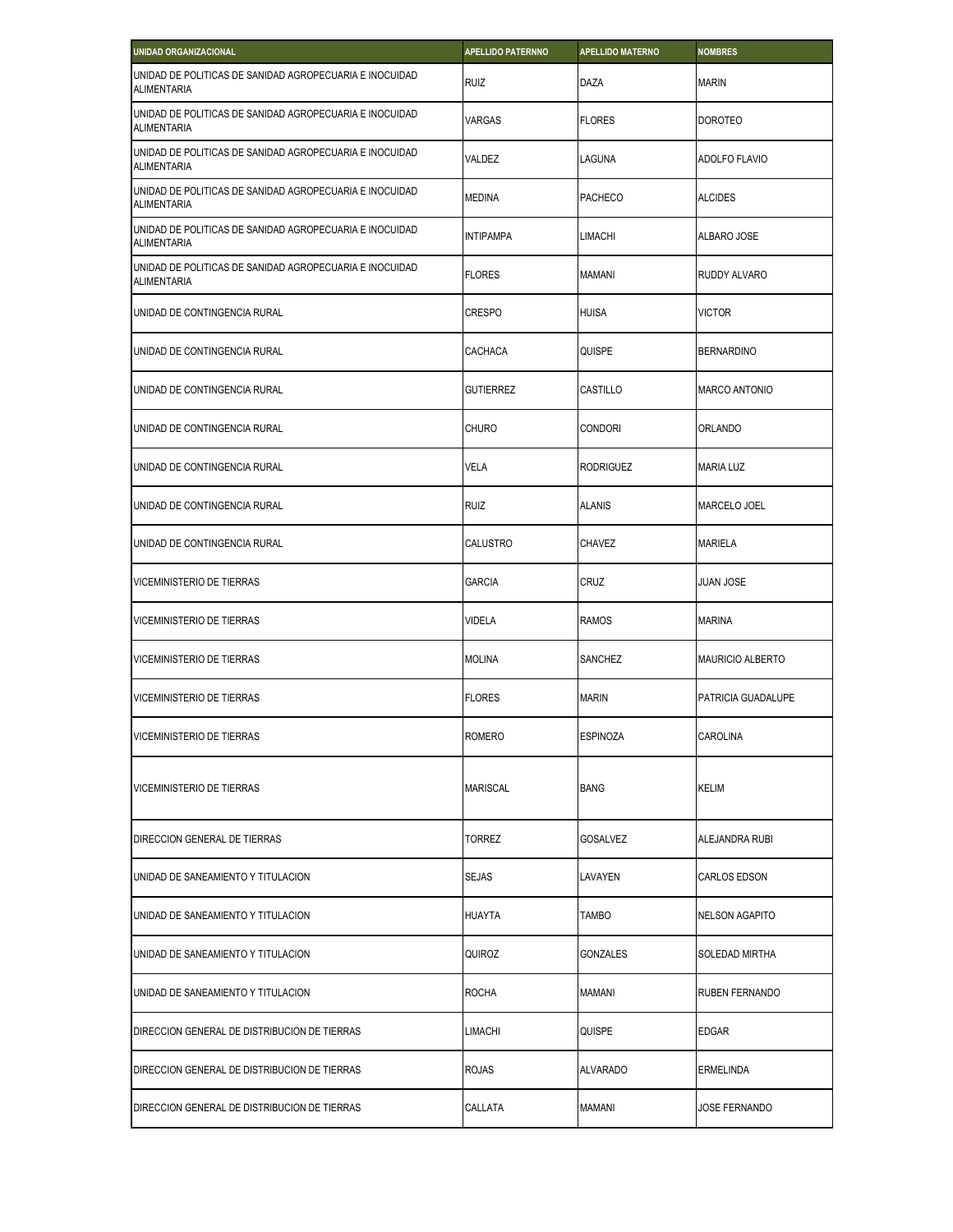| UNIDAD ORGANIZACIONAL | APELLIDO PATERNNO | APELLIDO MATERNO | NOMBRES |
|---|---|---|---|
| UNIDAD DE POLITICAS DE SANIDAD AGROPECUARIA E INOCUIDAD ALIMENTARIA | RUIZ | DAZA | MARIN |
| UNIDAD DE POLITICAS DE SANIDAD AGROPECUARIA E INOCUIDAD ALIMENTARIA | VARGAS | FLORES | DOROTEO |
| UNIDAD DE POLITICAS DE SANIDAD AGROPECUARIA E INOCUIDAD ALIMENTARIA | VALDEZ | LAGUNA | ADOLFO FLAVIO |
| UNIDAD DE POLITICAS DE SANIDAD AGROPECUARIA E INOCUIDAD ALIMENTARIA | MEDINA | PACHECO | ALCIDES |
| UNIDAD DE POLITICAS DE SANIDAD AGROPECUARIA E INOCUIDAD ALIMENTARIA | INTIPAMPA | LIMACHI | ALBARO JOSE |
| UNIDAD DE POLITICAS DE SANIDAD AGROPECUARIA E INOCUIDAD ALIMENTARIA | FLORES | MAMANI | RUDDY ALVARO |
| UNIDAD DE CONTINGENCIA RURAL | CRESPO | HUISA | VICTOR |
| UNIDAD DE CONTINGENCIA RURAL | CACHACA | QUISPE | BERNARDINO |
| UNIDAD DE CONTINGENCIA RURAL | GUTIERREZ | CASTILLO | MARCO ANTONIO |
| UNIDAD DE CONTINGENCIA RURAL | CHURO | CONDORI | ORLANDO |
| UNIDAD DE CONTINGENCIA RURAL | VELA | RODRIGUEZ | MARIA LUZ |
| UNIDAD DE CONTINGENCIA RURAL | RUIZ | ALANIS | MARCELO JOEL |
| UNIDAD DE CONTINGENCIA RURAL | CALUSTRO | CHAVEZ | MARIELA |
| VICEMINISTERIO DE TIERRAS | GARCIA | CRUZ | JUAN JOSE |
| VICEMINISTERIO DE TIERRAS | VIDELA | RAMOS | MARINA |
| VICEMINISTERIO DE TIERRAS | MOLINA | SANCHEZ | MAURICIO ALBERTO |
| VICEMINISTERIO DE TIERRAS | FLORES | MARIN | PATRICIA GUADALUPE |
| VICEMINISTERIO DE TIERRAS | ROMERO | ESPINOZA | CAROLINA |
| VICEMINISTERIO DE TIERRAS | MARISCAL | BANG | KELIM |
| DIRECCION GENERAL DE TIERRAS | TORREZ | GOSALVEZ | ALEJANDRA RUBI |
| UNIDAD DE SANEAMIENTO Y TITULACION | SEJAS | LAVAYEN | CARLOS EDSON |
| UNIDAD DE SANEAMIENTO Y TITULACION | HUAYTA | TAMBO | NELSON AGAPITO |
| UNIDAD DE SANEAMIENTO Y TITULACION | QUIROZ | GONZALES | SOLEDAD MIRTHA |
| UNIDAD DE SANEAMIENTO Y TITULACION | ROCHA | MAMANI | RUBEN FERNANDO |
| DIRECCION GENERAL DE DISTRIBUCION DE TIERRAS | LIMACHI | QUISPE | EDGAR |
| DIRECCION GENERAL DE DISTRIBUCION DE TIERRAS | ROJAS | ALVARADO | ERMELINDA |
| DIRECCION GENERAL DE DISTRIBUCION DE TIERRAS | CALLATA | MAMANI | JOSE FERNANDO |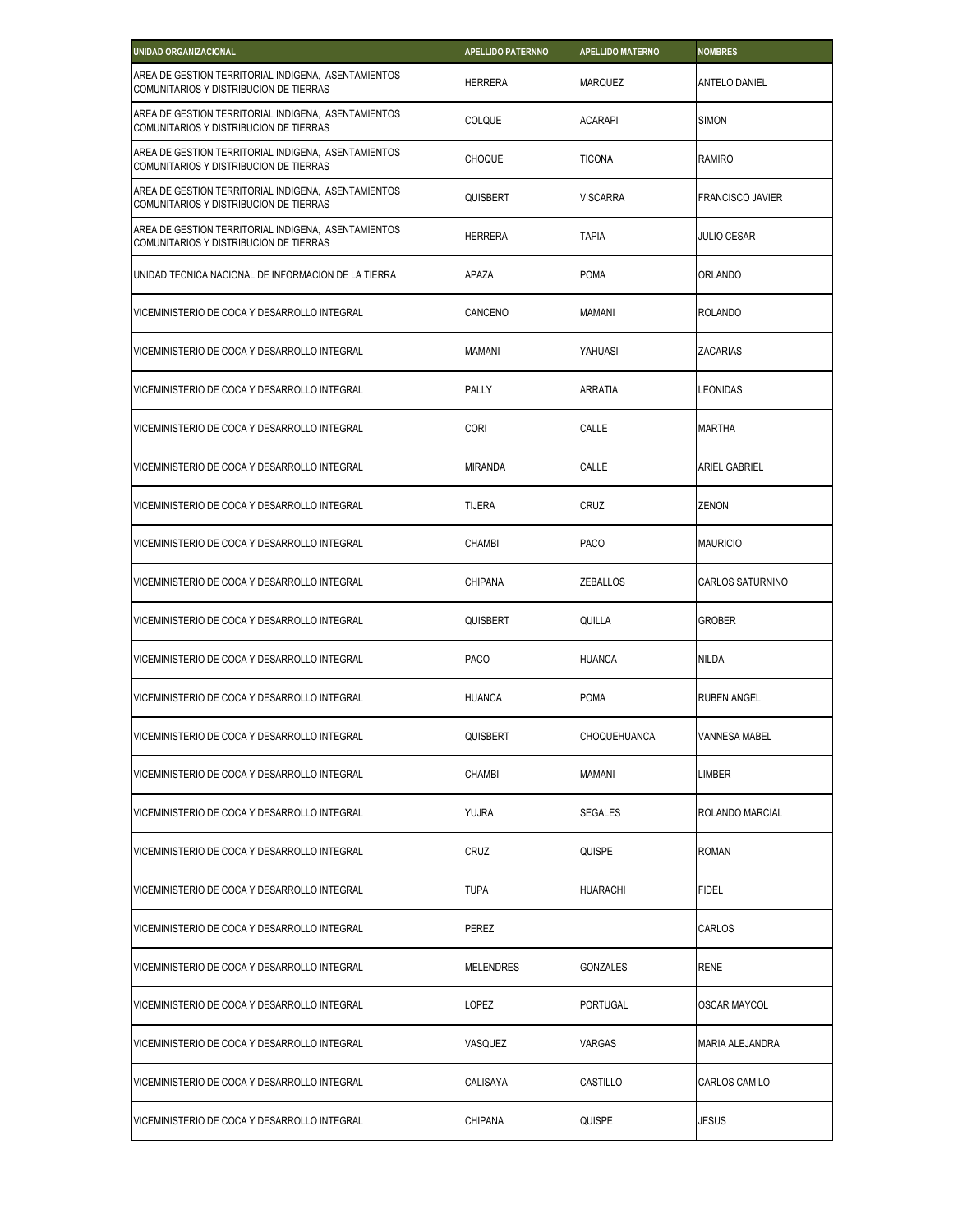| UNIDAD ORGANIZACIONAL | APELLIDO PATERNNO | APELLIDO MATERNO | NOMBRES |
|---|---|---|---|
| AREA DE GESTION TERRITORIAL INDIGENA, ASENTAMIENTOS COMUNITARIOS Y DISTRIBUCION DE TIERRAS | HERRERA | MARQUEZ | ANTELO DANIEL |
| AREA DE GESTION TERRITORIAL INDIGENA, ASENTAMIENTOS COMUNITARIOS Y DISTRIBUCION DE TIERRAS | COLQUE | ACARAPI | SIMON |
| AREA DE GESTION TERRITORIAL INDIGENA, ASENTAMIENTOS COMUNITARIOS Y DISTRIBUCION DE TIERRAS | CHOQUE | TICONA | RAMIRO |
| AREA DE GESTION TERRITORIAL INDIGENA, ASENTAMIENTOS COMUNITARIOS Y DISTRIBUCION DE TIERRAS | QUISBERT | VISCARRA | FRANCISCO JAVIER |
| AREA DE GESTION TERRITORIAL INDIGENA, ASENTAMIENTOS COMUNITARIOS Y DISTRIBUCION DE TIERRAS | HERRERA | TAPIA | JULIO CESAR |
| UNIDAD TECNICA NACIONAL DE INFORMACION DE LA TIERRA | APAZA | POMA | ORLANDO |
| VICEMINISTERIO DE COCA Y DESARROLLO INTEGRAL | CANCENO | MAMANI | ROLANDO |
| VICEMINISTERIO DE COCA Y DESARROLLO INTEGRAL | MAMANI | YAHUASI | ZACARIAS |
| VICEMINISTERIO DE COCA Y DESARROLLO INTEGRAL | PALLY | ARRATIA | LEONIDAS |
| VICEMINISTERIO DE COCA Y DESARROLLO INTEGRAL | CORI | CALLE | MARTHA |
| VICEMINISTERIO DE COCA Y DESARROLLO INTEGRAL | MIRANDA | CALLE | ARIEL GABRIEL |
| VICEMINISTERIO DE COCA Y DESARROLLO INTEGRAL | TIJERA | CRUZ | ZENON |
| VICEMINISTERIO DE COCA Y DESARROLLO INTEGRAL | CHAMBI | PACO | MAURICIO |
| VICEMINISTERIO DE COCA Y DESARROLLO INTEGRAL | CHIPANA | ZEBALLOS | CARLOS SATURNINO |
| VICEMINISTERIO DE COCA Y DESARROLLO INTEGRAL | QUISBERT | QUILLA | GROBER |
| VICEMINISTERIO DE COCA Y DESARROLLO INTEGRAL | PACO | HUANCA | NILDA |
| VICEMINISTERIO DE COCA Y DESARROLLO INTEGRAL | HUANCA | POMA | RUBEN ANGEL |
| VICEMINISTERIO DE COCA Y DESARROLLO INTEGRAL | QUISBERT | CHOQUEHUANCA | VANNESA MABEL |
| VICEMINISTERIO DE COCA Y DESARROLLO INTEGRAL | CHAMBI | MAMANI | LIMBER |
| VICEMINISTERIO DE COCA Y DESARROLLO INTEGRAL | YUJRA | SEGALES | ROLANDO MARCIAL |
| VICEMINISTERIO DE COCA Y DESARROLLO INTEGRAL | CRUZ | QUISPE | ROMAN |
| VICEMINISTERIO DE COCA Y DESARROLLO INTEGRAL | TUPA | HUARACHI | FIDEL |
| VICEMINISTERIO DE COCA Y DESARROLLO INTEGRAL | PEREZ | | CARLOS |
| VICEMINISTERIO DE COCA Y DESARROLLO INTEGRAL | MELENDRES | GONZALES | RENE |
| VICEMINISTERIO DE COCA Y DESARROLLO INTEGRAL | LOPEZ | PORTUGAL | OSCAR MAYCOL |
| VICEMINISTERIO DE COCA Y DESARROLLO INTEGRAL | VASQUEZ | VARGAS | MARIA ALEJANDRA |
| VICEMINISTERIO DE COCA Y DESARROLLO INTEGRAL | CALISAYA | CASTILLO | CARLOS CAMILO |
| VICEMINISTERIO DE COCA Y DESARROLLO INTEGRAL | CHIPANA | QUISPE | JESUS |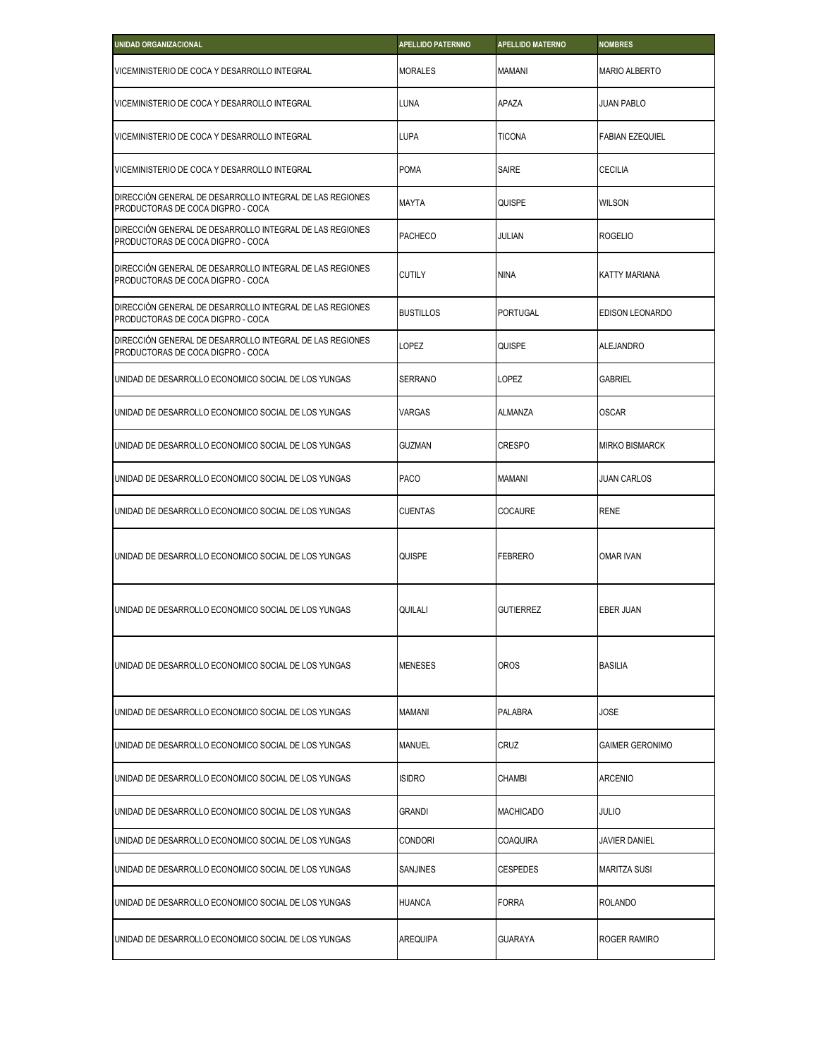| UNIDAD ORGANIZACIONAL | APELLIDO PATERNNO | APELLIDO MATERNO | NOMBRES |
| --- | --- | --- | --- |
| VICEMINISTERIO DE COCA Y DESARROLLO INTEGRAL | MORALES | MAMANI | MARIO ALBERTO |
| VICEMINISTERIO DE COCA Y DESARROLLO INTEGRAL | LUNA | APAZA | JUAN PABLO |
| VICEMINISTERIO DE COCA Y DESARROLLO INTEGRAL | LUPA | TICONA | FABIAN EZEQUIEL |
| VICEMINISTERIO DE COCA Y DESARROLLO INTEGRAL | POMA | SAIRE | CECILIA |
| DIRECCIÓN GENERAL DE DESARROLLO INTEGRAL DE LAS REGIONES PRODUCTORAS DE COCA DIGPRO - COCA | MAYTA | QUISPE | WILSON |
| DIRECCIÓN GENERAL DE DESARROLLO INTEGRAL DE LAS REGIONES PRODUCTORAS DE COCA DIGPRO - COCA | PACHECO | JULIAN | ROGELIO |
| DIRECCIÓN GENERAL DE DESARROLLO INTEGRAL DE LAS REGIONES PRODUCTORAS DE COCA DIGPRO - COCA | CUTILY | NINA | KATTY MARIANA |
| DIRECCIÓN GENERAL DE DESARROLLO INTEGRAL DE LAS REGIONES PRODUCTORAS DE COCA DIGPRO - COCA | BUSTILLOS | PORTUGAL | EDISON LEONARDO |
| DIRECCIÓN GENERAL DE DESARROLLO INTEGRAL DE LAS REGIONES PRODUCTORAS DE COCA DIGPRO - COCA | LOPEZ | QUISPE | ALEJANDRO |
| UNIDAD DE DESARROLLO ECONOMICO SOCIAL DE LOS YUNGAS | SERRANO | LOPEZ | GABRIEL |
| UNIDAD DE DESARROLLO ECONOMICO SOCIAL DE LOS YUNGAS | VARGAS | ALMANZA | OSCAR |
| UNIDAD DE DESARROLLO ECONOMICO SOCIAL DE LOS YUNGAS | GUZMAN | CRESPO | MIRKO BISMARCK |
| UNIDAD DE DESARROLLO ECONOMICO SOCIAL DE LOS YUNGAS | PACO | MAMANI | JUAN CARLOS |
| UNIDAD DE DESARROLLO ECONOMICO SOCIAL DE LOS YUNGAS | CUENTAS | COCAURE | RENE |
| UNIDAD DE DESARROLLO ECONOMICO SOCIAL DE LOS YUNGAS | QUISPE | FEBRERO | OMAR IVAN |
| UNIDAD DE DESARROLLO ECONOMICO SOCIAL DE LOS YUNGAS | QUILALI | GUTIERREZ | EBER JUAN |
| UNIDAD DE DESARROLLO ECONOMICO SOCIAL DE LOS YUNGAS | MENESES | OROS | BASILIA |
| UNIDAD DE DESARROLLO ECONOMICO SOCIAL DE LOS YUNGAS | MAMANI | PALABRA | JOSE |
| UNIDAD DE DESARROLLO ECONOMICO SOCIAL DE LOS YUNGAS | MANUEL | CRUZ | GAIMER GERONIMO |
| UNIDAD DE DESARROLLO ECONOMICO SOCIAL DE LOS YUNGAS | ISIDRO | CHAMBI | ARCENIO |
| UNIDAD DE DESARROLLO ECONOMICO SOCIAL DE LOS YUNGAS | GRANDI | MACHICADO | JULIO |
| UNIDAD DE DESARROLLO ECONOMICO SOCIAL DE LOS YUNGAS | CONDORI | COAQUIRA | JAVIER DANIEL |
| UNIDAD DE DESARROLLO ECONOMICO SOCIAL DE LOS YUNGAS | SANJINES | CESPEDES | MARITZA SUSI |
| UNIDAD DE DESARROLLO ECONOMICO SOCIAL DE LOS YUNGAS | HUANCA | FORRA | ROLANDO |
| UNIDAD DE DESARROLLO ECONOMICO SOCIAL DE LOS YUNGAS | AREQUIPA | GUARAYA | ROGER RAMIRO |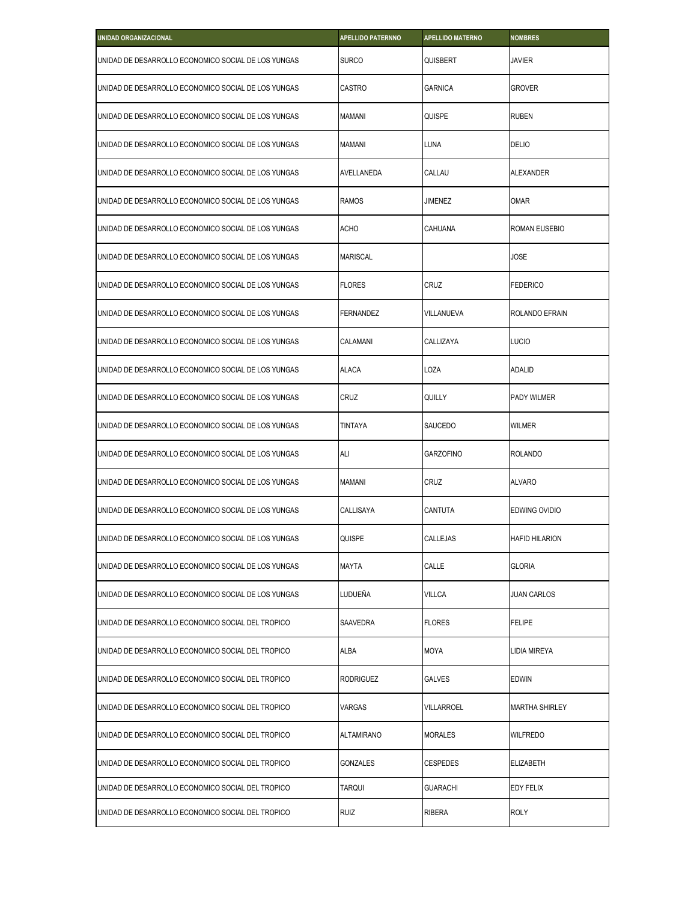| UNIDAD ORGANIZACIONAL | APELLIDO PATERNNO | APELLIDO MATERNO | NOMBRES |
| --- | --- | --- | --- |
| UNIDAD DE DESARROLLO ECONOMICO SOCIAL DE LOS YUNGAS | SURCO | QUISBERT | JAVIER |
| UNIDAD DE DESARROLLO ECONOMICO SOCIAL DE LOS YUNGAS | CASTRO | GARNICA | GROVER |
| UNIDAD DE DESARROLLO ECONOMICO SOCIAL DE LOS YUNGAS | MAMANI | QUISPE | RUBEN |
| UNIDAD DE DESARROLLO ECONOMICO SOCIAL DE LOS YUNGAS | MAMANI | LUNA | DELIO |
| UNIDAD DE DESARROLLO ECONOMICO SOCIAL DE LOS YUNGAS | AVELLANEDA | CALLAU | ALEXANDER |
| UNIDAD DE DESARROLLO ECONOMICO SOCIAL DE LOS YUNGAS | RAMOS | JIMENEZ | OMAR |
| UNIDAD DE DESARROLLO ECONOMICO SOCIAL DE LOS YUNGAS | ACHO | CAHUANA | ROMAN EUSEBIO |
| UNIDAD DE DESARROLLO ECONOMICO SOCIAL DE LOS YUNGAS | MARISCAL | | JOSE |
| UNIDAD DE DESARROLLO ECONOMICO SOCIAL DE LOS YUNGAS | FLORES | CRUZ | FEDERICO |
| UNIDAD DE DESARROLLO ECONOMICO SOCIAL DE LOS YUNGAS | FERNANDEZ | VILLANUEVA | ROLANDO EFRAIN |
| UNIDAD DE DESARROLLO ECONOMICO SOCIAL DE LOS YUNGAS | CALAMANI | CALLIZAYA | LUCIO |
| UNIDAD DE DESARROLLO ECONOMICO SOCIAL DE LOS YUNGAS | ALACA | LOZA | ADALID |
| UNIDAD DE DESARROLLO ECONOMICO SOCIAL DE LOS YUNGAS | CRUZ | QUILLY | PADY WILMER |
| UNIDAD DE DESARROLLO ECONOMICO SOCIAL DE LOS YUNGAS | TINTAYA | SAUCEDO | WILMER |
| UNIDAD DE DESARROLLO ECONOMICO SOCIAL DE LOS YUNGAS | ALI | GARZOFINO | ROLANDO |
| UNIDAD DE DESARROLLO ECONOMICO SOCIAL DE LOS YUNGAS | MAMANI | CRUZ | ALVARO |
| UNIDAD DE DESARROLLO ECONOMICO SOCIAL DE LOS YUNGAS | CALLISAYA | CANTUTA | EDWING OVIDIO |
| UNIDAD DE DESARROLLO ECONOMICO SOCIAL DE LOS YUNGAS | QUISPE | CALLEJAS | HAFID HILARION |
| UNIDAD DE DESARROLLO ECONOMICO SOCIAL DE LOS YUNGAS | MAYTA | CALLE | GLORIA |
| UNIDAD DE DESARROLLO ECONOMICO SOCIAL DE LOS YUNGAS | LUDUEÑA | VILLCA | JUAN CARLOS |
| UNIDAD DE DESARROLLO ECONOMICO SOCIAL DEL TROPICO | SAAVEDRA | FLORES | FELIPE |
| UNIDAD DE DESARROLLO ECONOMICO SOCIAL DEL TROPICO | ALBA | MOYA | LIDIA MIREYA |
| UNIDAD DE DESARROLLO ECONOMICO SOCIAL DEL TROPICO | RODRIGUEZ | GALVES | EDWIN |
| UNIDAD DE DESARROLLO ECONOMICO SOCIAL DEL TROPICO | VARGAS | VILLARROEL | MARTHA SHIRLEY |
| UNIDAD DE DESARROLLO ECONOMICO SOCIAL DEL TROPICO | ALTAMIRANO | MORALES | WILFREDO |
| UNIDAD DE DESARROLLO ECONOMICO SOCIAL DEL TROPICO | GONZALES | CESPEDES | ELIZABETH |
| UNIDAD DE DESARROLLO ECONOMICO SOCIAL DEL TROPICO | TARQUI | GUARACHI | EDY FELIX |
| UNIDAD DE DESARROLLO ECONOMICO SOCIAL DEL TROPICO | RUIZ | RIBERA | ROLY |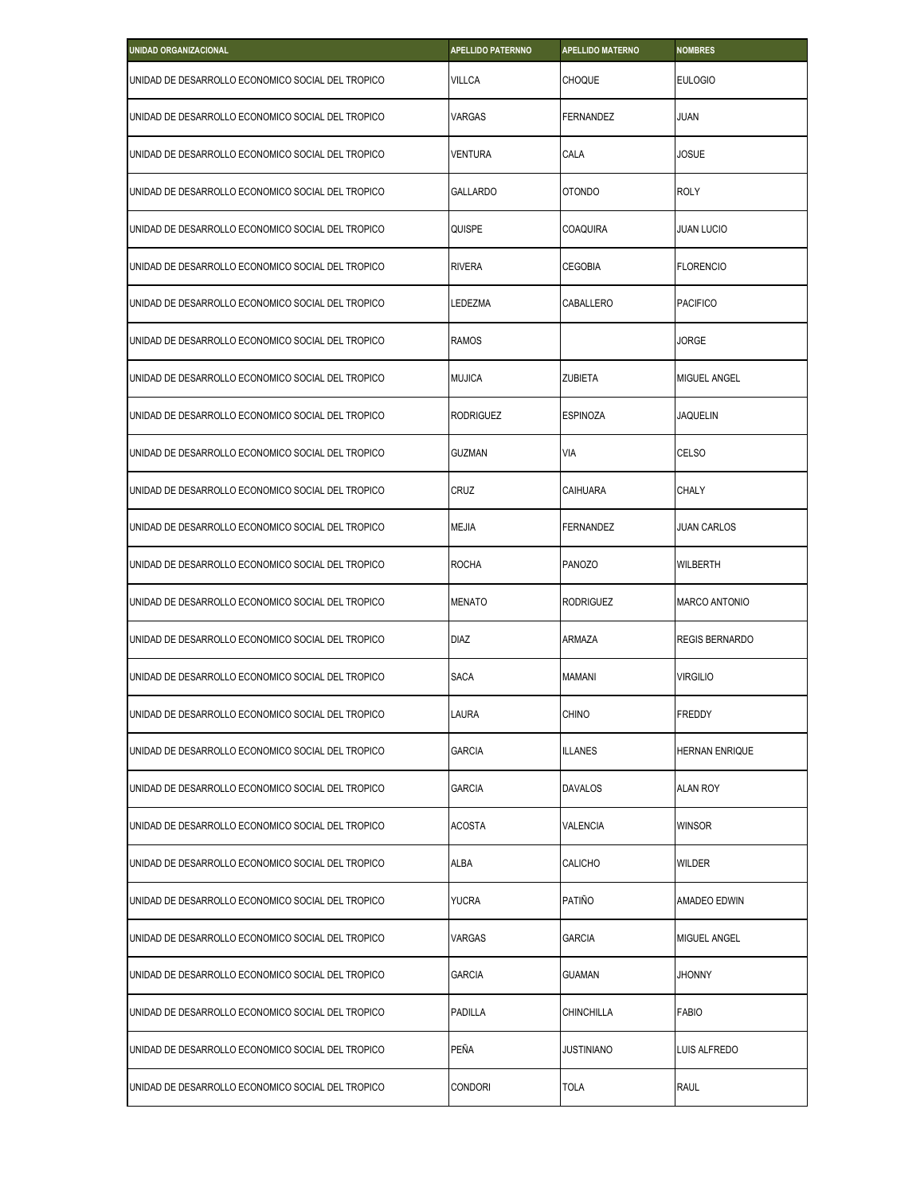| UNIDAD ORGANIZACIONAL | APELLIDO PATERNNO | APELLIDO MATERNO | NOMBRES |
|---|---|---|---|
| UNIDAD DE DESARROLLO ECONOMICO SOCIAL DEL TROPICO | VILLCA | CHOQUE | EULOGIO |
| UNIDAD DE DESARROLLO ECONOMICO SOCIAL DEL TROPICO | VARGAS | FERNANDEZ | JUAN |
| UNIDAD DE DESARROLLO ECONOMICO SOCIAL DEL TROPICO | VENTURA | CALA | JOSUE |
| UNIDAD DE DESARROLLO ECONOMICO SOCIAL DEL TROPICO | GALLARDO | OTONDO | ROLY |
| UNIDAD DE DESARROLLO ECONOMICO SOCIAL DEL TROPICO | QUISPE | COAQUIRA | JUAN LUCIO |
| UNIDAD DE DESARROLLO ECONOMICO SOCIAL DEL TROPICO | RIVERA | CEGOBIA | FLORENCIO |
| UNIDAD DE DESARROLLO ECONOMICO SOCIAL DEL TROPICO | LEDEZMA | CABALLERO | PACIFICO |
| UNIDAD DE DESARROLLO ECONOMICO SOCIAL DEL TROPICO | RAMOS | | JORGE |
| UNIDAD DE DESARROLLO ECONOMICO SOCIAL DEL TROPICO | MUJICA | ZUBIETA | MIGUEL ANGEL |
| UNIDAD DE DESARROLLO ECONOMICO SOCIAL DEL TROPICO | RODRIGUEZ | ESPINOZA | JAQUELIN |
| UNIDAD DE DESARROLLO ECONOMICO SOCIAL DEL TROPICO | GUZMAN | VIA | CELSO |
| UNIDAD DE DESARROLLO ECONOMICO SOCIAL DEL TROPICO | CRUZ | CAIHUARA | CHALY |
| UNIDAD DE DESARROLLO ECONOMICO SOCIAL DEL TROPICO | MEJIA | FERNANDEZ | JUAN CARLOS |
| UNIDAD DE DESARROLLO ECONOMICO SOCIAL DEL TROPICO | ROCHA | PANOZO | WILBERTH |
| UNIDAD DE DESARROLLO ECONOMICO SOCIAL DEL TROPICO | MENATO | RODRIGUEZ | MARCO ANTONIO |
| UNIDAD DE DESARROLLO ECONOMICO SOCIAL DEL TROPICO | DIAZ | ARMAZA | REGIS BERNARDO |
| UNIDAD DE DESARROLLO ECONOMICO SOCIAL DEL TROPICO | SACA | MAMANI | VIRGILIO |
| UNIDAD DE DESARROLLO ECONOMICO SOCIAL DEL TROPICO | LAURA | CHINO | FREDDY |
| UNIDAD DE DESARROLLO ECONOMICO SOCIAL DEL TROPICO | GARCIA | ILLANES | HERNAN ENRIQUE |
| UNIDAD DE DESARROLLO ECONOMICO SOCIAL DEL TROPICO | GARCIA | DAVALOS | ALAN ROY |
| UNIDAD DE DESARROLLO ECONOMICO SOCIAL DEL TROPICO | ACOSTA | VALENCIA | WINSOR |
| UNIDAD DE DESARROLLO ECONOMICO SOCIAL DEL TROPICO | ALBA | CALICHO | WILDER |
| UNIDAD DE DESARROLLO ECONOMICO SOCIAL DEL TROPICO | YUCRA | PATIÑO | AMADEO EDWIN |
| UNIDAD DE DESARROLLO ECONOMICO SOCIAL DEL TROPICO | VARGAS | GARCIA | MIGUEL ANGEL |
| UNIDAD DE DESARROLLO ECONOMICO SOCIAL DEL TROPICO | GARCIA | GUAMAN | JHONNY |
| UNIDAD DE DESARROLLO ECONOMICO SOCIAL DEL TROPICO | PADILLA | CHINCHILLA | FABIO |
| UNIDAD DE DESARROLLO ECONOMICO SOCIAL DEL TROPICO | PEÑA | JUSTINIANO | LUIS ALFREDO |
| UNIDAD DE DESARROLLO ECONOMICO SOCIAL DEL TROPICO | CONDORI | TOLA | RAUL |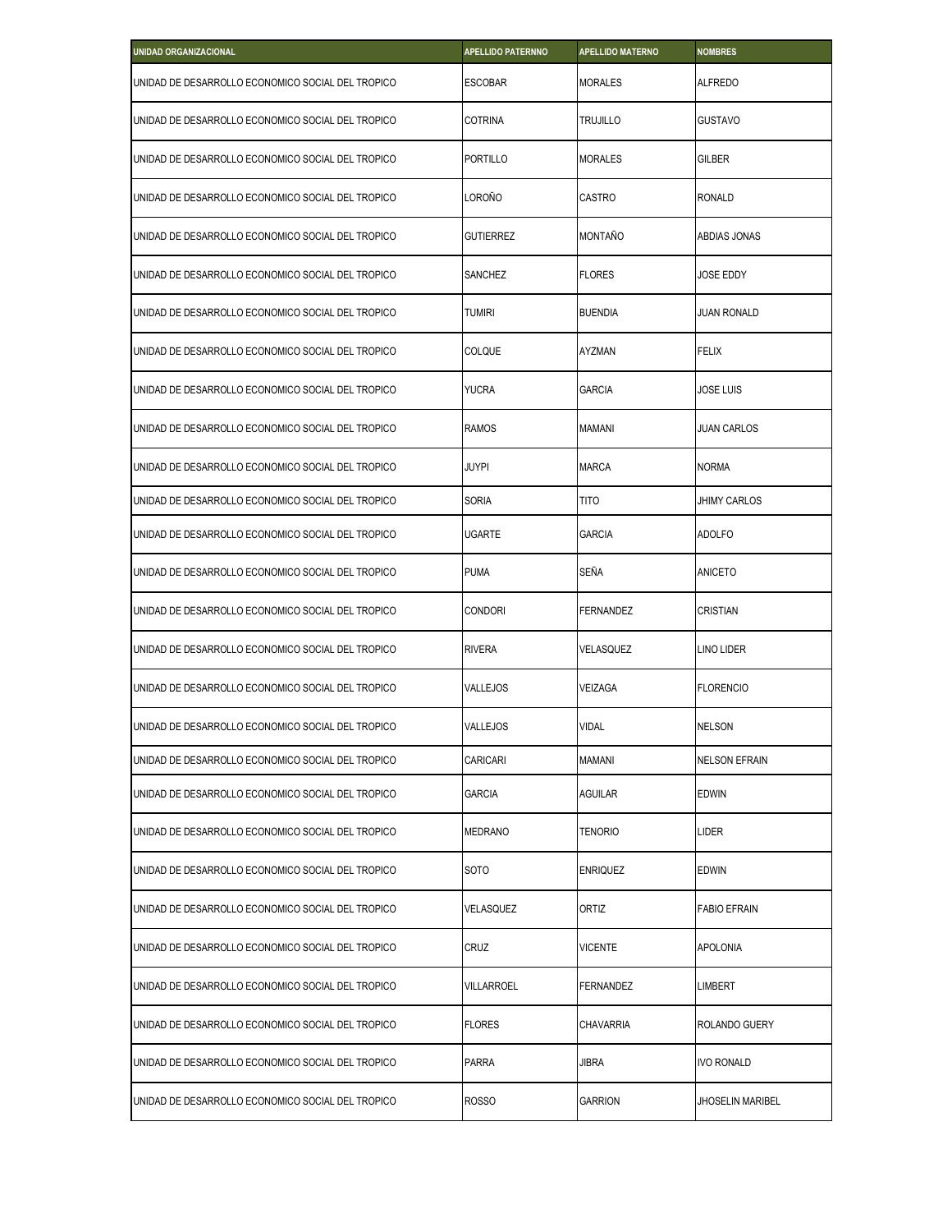| UNIDAD ORGANIZACIONAL | APELLIDO PATERNNO | APELLIDO MATERNO | NOMBRES |
| --- | --- | --- | --- |
| UNIDAD DE DESARROLLO ECONOMICO SOCIAL DEL TROPICO | ESCOBAR | MORALES | ALFREDO |
| UNIDAD DE DESARROLLO ECONOMICO SOCIAL DEL TROPICO | COTRINA | TRUJILLO | GUSTAVO |
| UNIDAD DE DESARROLLO ECONOMICO SOCIAL DEL TROPICO | PORTILLO | MORALES | GILBER |
| UNIDAD DE DESARROLLO ECONOMICO SOCIAL DEL TROPICO | LOROÑO | CASTRO | RONALD |
| UNIDAD DE DESARROLLO ECONOMICO SOCIAL DEL TROPICO | GUTIERREZ | MONTAÑO | ABDIAS JONAS |
| UNIDAD DE DESARROLLO ECONOMICO SOCIAL DEL TROPICO | SANCHEZ | FLORES | JOSE EDDY |
| UNIDAD DE DESARROLLO ECONOMICO SOCIAL DEL TROPICO | TUMIRI | BUENDIA | JUAN RONALD |
| UNIDAD DE DESARROLLO ECONOMICO SOCIAL DEL TROPICO | COLQUE | AYZMAN | FELIX |
| UNIDAD DE DESARROLLO ECONOMICO SOCIAL DEL TROPICO | YUCRA | GARCIA | JOSE LUIS |
| UNIDAD DE DESARROLLO ECONOMICO SOCIAL DEL TROPICO | RAMOS | MAMANI | JUAN CARLOS |
| UNIDAD DE DESARROLLO ECONOMICO SOCIAL DEL TROPICO | JUYPI | MARCA | NORMA |
| UNIDAD DE DESARROLLO ECONOMICO SOCIAL DEL TROPICO | SORIA | TITO | JHIMY CARLOS |
| UNIDAD DE DESARROLLO ECONOMICO SOCIAL DEL TROPICO | UGARTE | GARCIA | ADOLFO |
| UNIDAD DE DESARROLLO ECONOMICO SOCIAL DEL TROPICO | PUMA | SEÑA | ANICETO |
| UNIDAD DE DESARROLLO ECONOMICO SOCIAL DEL TROPICO | CONDORI | FERNANDEZ | CRISTIAN |
| UNIDAD DE DESARROLLO ECONOMICO SOCIAL DEL TROPICO | RIVERA | VELASQUEZ | LINO LIDER |
| UNIDAD DE DESARROLLO ECONOMICO SOCIAL DEL TROPICO | VALLEJOS | VEIZAGA | FLORENCIO |
| UNIDAD DE DESARROLLO ECONOMICO SOCIAL DEL TROPICO | VALLEJOS | VIDAL | NELSON |
| UNIDAD DE DESARROLLO ECONOMICO SOCIAL DEL TROPICO | CARICARI | MAMANI | NELSON EFRAIN |
| UNIDAD DE DESARROLLO ECONOMICO SOCIAL DEL TROPICO | GARCIA | AGUILAR | EDWIN |
| UNIDAD DE DESARROLLO ECONOMICO SOCIAL DEL TROPICO | MEDRANO | TENORIO | LIDER |
| UNIDAD DE DESARROLLO ECONOMICO SOCIAL DEL TROPICO | SOTO | ENRIQUEZ | EDWIN |
| UNIDAD DE DESARROLLO ECONOMICO SOCIAL DEL TROPICO | VELASQUEZ | ORTIZ | FABIO EFRAIN |
| UNIDAD DE DESARROLLO ECONOMICO SOCIAL DEL TROPICO | CRUZ | VICENTE | APOLONIA |
| UNIDAD DE DESARROLLO ECONOMICO SOCIAL DEL TROPICO | VILLARROEL | FERNANDEZ | LIMBERT |
| UNIDAD DE DESARROLLO ECONOMICO SOCIAL DEL TROPICO | FLORES | CHAVARRIA | ROLANDO GUERY |
| UNIDAD DE DESARROLLO ECONOMICO SOCIAL DEL TROPICO | PARRA | JIBRA | IVO RONALD |
| UNIDAD DE DESARROLLO ECONOMICO SOCIAL DEL TROPICO | ROSSO | GARRION | JHOSELIN MARIBEL |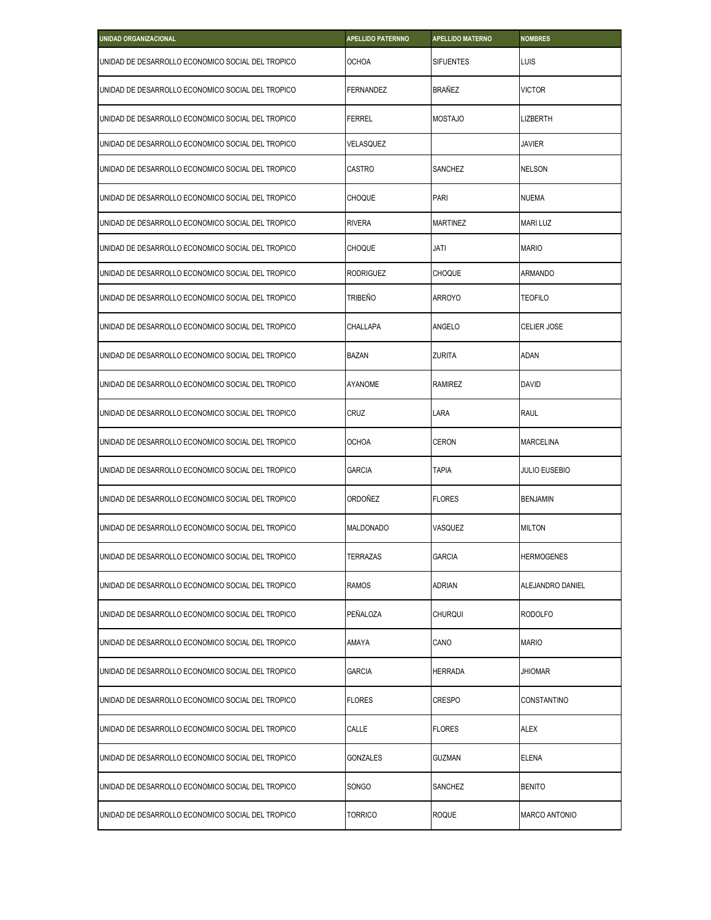| UNIDAD ORGANIZACIONAL | APELLIDO PATERNNO | APELLIDO MATERNO | NOMBRES |
| --- | --- | --- | --- |
| UNIDAD DE DESARROLLO ECONOMICO SOCIAL DEL TROPICO | OCHOA | SIFUENTES | LUIS |
| UNIDAD DE DESARROLLO ECONOMICO SOCIAL DEL TROPICO | FERNANDEZ | BRAÑEZ | VICTOR |
| UNIDAD DE DESARROLLO ECONOMICO SOCIAL DEL TROPICO | FERREL | MOSTAJO | LIZBERTH |
| UNIDAD DE DESARROLLO ECONOMICO SOCIAL DEL TROPICO | VELASQUEZ | | JAVIER |
| UNIDAD DE DESARROLLO ECONOMICO SOCIAL DEL TROPICO | CASTRO | SANCHEZ | NELSON |
| UNIDAD DE DESARROLLO ECONOMICO SOCIAL DEL TROPICO | CHOQUE | PARI | NUEMA |
| UNIDAD DE DESARROLLO ECONOMICO SOCIAL DEL TROPICO | RIVERA | MARTINEZ | MARI LUZ |
| UNIDAD DE DESARROLLO ECONOMICO SOCIAL DEL TROPICO | CHOQUE | JATI | MARIO |
| UNIDAD DE DESARROLLO ECONOMICO SOCIAL DEL TROPICO | RODRIGUEZ | CHOQUE | ARMANDO |
| UNIDAD DE DESARROLLO ECONOMICO SOCIAL DEL TROPICO | TRIBEÑO | ARROYO | TEOFILO |
| UNIDAD DE DESARROLLO ECONOMICO SOCIAL DEL TROPICO | CHALLAPA | ANGELO | CELIER JOSE |
| UNIDAD DE DESARROLLO ECONOMICO SOCIAL DEL TROPICO | BAZAN | ZURITA | ADAN |
| UNIDAD DE DESARROLLO ECONOMICO SOCIAL DEL TROPICO | AYANOME | RAMIREZ | DAVID |
| UNIDAD DE DESARROLLO ECONOMICO SOCIAL DEL TROPICO | CRUZ | LARA | RAUL |
| UNIDAD DE DESARROLLO ECONOMICO SOCIAL DEL TROPICO | OCHOA | CERON | MARCELINA |
| UNIDAD DE DESARROLLO ECONOMICO SOCIAL DEL TROPICO | GARCIA | TAPIA | JULIO EUSEBIO |
| UNIDAD DE DESARROLLO ECONOMICO SOCIAL DEL TROPICO | ORDOÑEZ | FLORES | BENJAMIN |
| UNIDAD DE DESARROLLO ECONOMICO SOCIAL DEL TROPICO | MALDONADO | VASQUEZ | MILTON |
| UNIDAD DE DESARROLLO ECONOMICO SOCIAL DEL TROPICO | TERRAZAS | GARCIA | HERMOGENES |
| UNIDAD DE DESARROLLO ECONOMICO SOCIAL DEL TROPICO | RAMOS | ADRIAN | ALEJANDRO DANIEL |
| UNIDAD DE DESARROLLO ECONOMICO SOCIAL DEL TROPICO | PEÑALOZA | CHURQUI | RODOLFO |
| UNIDAD DE DESARROLLO ECONOMICO SOCIAL DEL TROPICO | AMAYA | CANO | MARIO |
| UNIDAD DE DESARROLLO ECONOMICO SOCIAL DEL TROPICO | GARCIA | HERRADA | JHIOMAR |
| UNIDAD DE DESARROLLO ECONOMICO SOCIAL DEL TROPICO | FLORES | CRESPO | CONSTANTINO |
| UNIDAD DE DESARROLLO ECONOMICO SOCIAL DEL TROPICO | CALLE | FLORES | ALEX |
| UNIDAD DE DESARROLLO ECONOMICO SOCIAL DEL TROPICO | GONZALES | GUZMAN | ELENA |
| UNIDAD DE DESARROLLO ECONOMICO SOCIAL DEL TROPICO | SONGO | SANCHEZ | BENITO |
| UNIDAD DE DESARROLLO ECONOMICO SOCIAL DEL TROPICO | TORRICO | ROQUE | MARCO ANTONIO |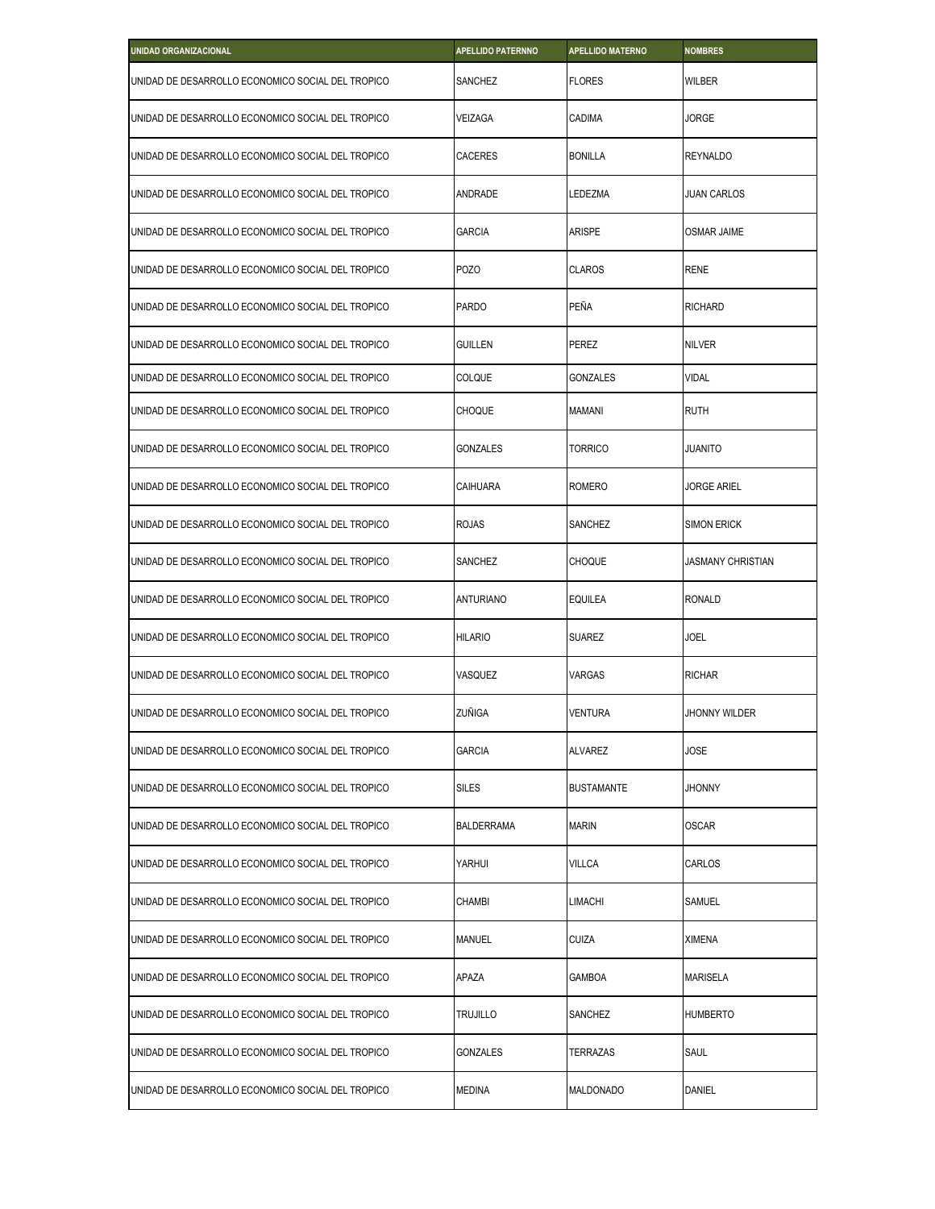| UNIDAD ORGANIZACIONAL | APELLIDO PATERNNO | APELLIDO MATERNO | NOMBRES |
|---|---|---|---|
| UNIDAD DE DESARROLLO ECONOMICO SOCIAL DEL TROPICO | SANCHEZ | FLORES | WILBER |
| UNIDAD DE DESARROLLO ECONOMICO SOCIAL DEL TROPICO | VEIZAGA | CADIMA | JORGE |
| UNIDAD DE DESARROLLO ECONOMICO SOCIAL DEL TROPICO | CACERES | BONILLA | REYNALDO |
| UNIDAD DE DESARROLLO ECONOMICO SOCIAL DEL TROPICO | ANDRADE | LEDEZMA | JUAN CARLOS |
| UNIDAD DE DESARROLLO ECONOMICO SOCIAL DEL TROPICO | GARCIA | ARISPE | OSMAR JAIME |
| UNIDAD DE DESARROLLO ECONOMICO SOCIAL DEL TROPICO | POZO | CLAROS | RENE |
| UNIDAD DE DESARROLLO ECONOMICO SOCIAL DEL TROPICO | PARDO | PEÑA | RICHARD |
| UNIDAD DE DESARROLLO ECONOMICO SOCIAL DEL TROPICO | GUILLEN | PEREZ | NILVER |
| UNIDAD DE DESARROLLO ECONOMICO SOCIAL DEL TROPICO | COLQUE | GONZALES | VIDAL |
| UNIDAD DE DESARROLLO ECONOMICO SOCIAL DEL TROPICO | CHOQUE | MAMANI | RUTH |
| UNIDAD DE DESARROLLO ECONOMICO SOCIAL DEL TROPICO | GONZALES | TORRICO | JUANITO |
| UNIDAD DE DESARROLLO ECONOMICO SOCIAL DEL TROPICO | CAIHUARA | ROMERO | JORGE ARIEL |
| UNIDAD DE DESARROLLO ECONOMICO SOCIAL DEL TROPICO | ROJAS | SANCHEZ | SIMON ERICK |
| UNIDAD DE DESARROLLO ECONOMICO SOCIAL DEL TROPICO | SANCHEZ | CHOQUE | JASMANY CHRISTIAN |
| UNIDAD DE DESARROLLO ECONOMICO SOCIAL DEL TROPICO | ANTURIANO | EQUILEA | RONALD |
| UNIDAD DE DESARROLLO ECONOMICO SOCIAL DEL TROPICO | HILARIO | SUAREZ | JOEL |
| UNIDAD DE DESARROLLO ECONOMICO SOCIAL DEL TROPICO | VASQUEZ | VARGAS | RICHAR |
| UNIDAD DE DESARROLLO ECONOMICO SOCIAL DEL TROPICO | ZUÑIGA | VENTURA | JHONNY WILDER |
| UNIDAD DE DESARROLLO ECONOMICO SOCIAL DEL TROPICO | GARCIA | ALVAREZ | JOSE |
| UNIDAD DE DESARROLLO ECONOMICO SOCIAL DEL TROPICO | SILES | BUSTAMANTE | JHONNY |
| UNIDAD DE DESARROLLO ECONOMICO SOCIAL DEL TROPICO | BALDERRAMA | MARIN | OSCAR |
| UNIDAD DE DESARROLLO ECONOMICO SOCIAL DEL TROPICO | YARHUI | VILLCA | CARLOS |
| UNIDAD DE DESARROLLO ECONOMICO SOCIAL DEL TROPICO | CHAMBI | LIMACHI | SAMUEL |
| UNIDAD DE DESARROLLO ECONOMICO SOCIAL DEL TROPICO | MANUEL | CUIZA | XIMENA |
| UNIDAD DE DESARROLLO ECONOMICO SOCIAL DEL TROPICO | APAZA | GAMBOA | MARISELA |
| UNIDAD DE DESARROLLO ECONOMICO SOCIAL DEL TROPICO | TRUJILLO | SANCHEZ | HUMBERTO |
| UNIDAD DE DESARROLLO ECONOMICO SOCIAL DEL TROPICO | GONZALES | TERRAZAS | SAUL |
| UNIDAD DE DESARROLLO ECONOMICO SOCIAL DEL TROPICO | MEDINA | MALDONADO | DANIEL |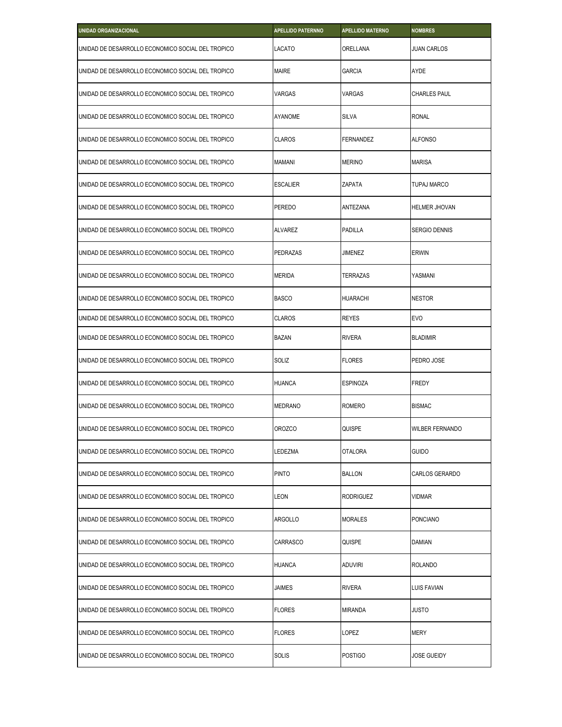| UNIDAD ORGANIZACIONAL | APELLIDO PATERNNO | APELLIDO MATERNO | NOMBRES |
| --- | --- | --- | --- |
| UNIDAD DE DESARROLLO ECONOMICO SOCIAL DEL TROPICO | LACATO | ORELLANA | JUAN CARLOS |
| UNIDAD DE DESARROLLO ECONOMICO SOCIAL DEL TROPICO | MAIRE | GARCIA | AYDE |
| UNIDAD DE DESARROLLO ECONOMICO SOCIAL DEL TROPICO | VARGAS | VARGAS | CHARLES PAUL |
| UNIDAD DE DESARROLLO ECONOMICO SOCIAL DEL TROPICO | AYANOME | SILVA | RONAL |
| UNIDAD DE DESARROLLO ECONOMICO SOCIAL DEL TROPICO | CLAROS | FERNANDEZ | ALFONSO |
| UNIDAD DE DESARROLLO ECONOMICO SOCIAL DEL TROPICO | MAMANI | MERINO | MARISA |
| UNIDAD DE DESARROLLO ECONOMICO SOCIAL DEL TROPICO | ESCALIER | ZAPATA | TUPAJ MARCO |
| UNIDAD DE DESARROLLO ECONOMICO SOCIAL DEL TROPICO | PEREDO | ANTEZANA | HELMER JHOVAN |
| UNIDAD DE DESARROLLO ECONOMICO SOCIAL DEL TROPICO | ALVAREZ | PADILLA | SERGIO DENNIS |
| UNIDAD DE DESARROLLO ECONOMICO SOCIAL DEL TROPICO | PEDRAZAS | JIMENEZ | ERWIN |
| UNIDAD DE DESARROLLO ECONOMICO SOCIAL DEL TROPICO | MERIDA | TERRAZAS | YASMANI |
| UNIDAD DE DESARROLLO ECONOMICO SOCIAL DEL TROPICO | BASCO | HUARACHI | NESTOR |
| UNIDAD DE DESARROLLO ECONOMICO SOCIAL DEL TROPICO | CLAROS | REYES | EVO |
| UNIDAD DE DESARROLLO ECONOMICO SOCIAL DEL TROPICO | BAZAN | RIVERA | BLADIMIR |
| UNIDAD DE DESARROLLO ECONOMICO SOCIAL DEL TROPICO | SOLIZ | FLORES | PEDRO JOSE |
| UNIDAD DE DESARROLLO ECONOMICO SOCIAL DEL TROPICO | HUANCA | ESPINOZA | FREDY |
| UNIDAD DE DESARROLLO ECONOMICO SOCIAL DEL TROPICO | MEDRANO | ROMERO | BISMAC |
| UNIDAD DE DESARROLLO ECONOMICO SOCIAL DEL TROPICO | OROZCO | QUISPE | WILBER FERNANDO |
| UNIDAD DE DESARROLLO ECONOMICO SOCIAL DEL TROPICO | LEDEZMA | OTALORA | GUIDO |
| UNIDAD DE DESARROLLO ECONOMICO SOCIAL DEL TROPICO | PINTO | BALLON | CARLOS GERARDO |
| UNIDAD DE DESARROLLO ECONOMICO SOCIAL DEL TROPICO | LEON | RODRIGUEZ | VIDMAR |
| UNIDAD DE DESARROLLO ECONOMICO SOCIAL DEL TROPICO | ARGOLLO | MORALES | PONCIANO |
| UNIDAD DE DESARROLLO ECONOMICO SOCIAL DEL TROPICO | CARRASCO | QUISPE | DAMIAN |
| UNIDAD DE DESARROLLO ECONOMICO SOCIAL DEL TROPICO | HUANCA | ADUVIRI | ROLANDO |
| UNIDAD DE DESARROLLO ECONOMICO SOCIAL DEL TROPICO | JAIMES | RIVERA | LUIS FAVIAN |
| UNIDAD DE DESARROLLO ECONOMICO SOCIAL DEL TROPICO | FLORES | MIRANDA | JUSTO |
| UNIDAD DE DESARROLLO ECONOMICO SOCIAL DEL TROPICO | FLORES | LOPEZ | MERY |
| UNIDAD DE DESARROLLO ECONOMICO SOCIAL DEL TROPICO | SOLIS | POSTIGO | JOSE GUEIDY |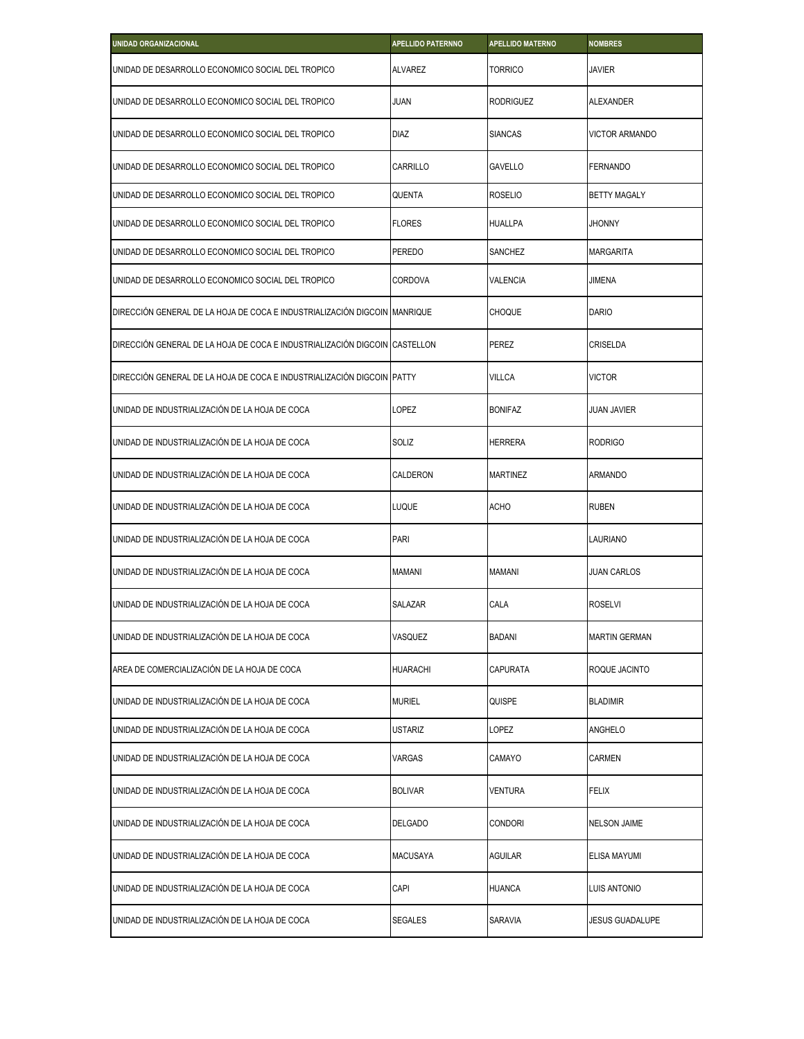| UNIDAD ORGANIZACIONAL | APELLIDO PATERNNO | APELLIDO MATERNO | NOMBRES |
|---|---|---|---|
| UNIDAD DE DESARROLLO ECONOMICO SOCIAL DEL TROPICO | ALVAREZ | TORRICO | JAVIER |
| UNIDAD DE DESARROLLO ECONOMICO SOCIAL DEL TROPICO | JUAN | RODRIGUEZ | ALEXANDER |
| UNIDAD DE DESARROLLO ECONOMICO SOCIAL DEL TROPICO | DIAZ | SIANCAS | VICTOR ARMANDO |
| UNIDAD DE DESARROLLO ECONOMICO SOCIAL DEL TROPICO | CARRILLO | GAVELLO | FERNANDO |
| UNIDAD DE DESARROLLO ECONOMICO SOCIAL DEL TROPICO | QUENTA | ROSELIO | BETTY MAGALY |
| UNIDAD DE DESARROLLO ECONOMICO SOCIAL DEL TROPICO | FLORES | HUALLPA | JHONNY |
| UNIDAD DE DESARROLLO ECONOMICO SOCIAL DEL TROPICO | PEREDO | SANCHEZ | MARGARITA |
| UNIDAD DE DESARROLLO ECONOMICO SOCIAL DEL TROPICO | CORDOVA | VALENCIA | JIMENA |
| DIRECCIÓN GENERAL DE LA HOJA DE COCA E INDUSTRIALIZACIÓN DIGCOIN | MANRIQUE | CHOQUE | DARIO |
| DIRECCIÓN GENERAL DE LA HOJA DE COCA E INDUSTRIALIZACIÓN DIGCOIN | CASTELLON | PEREZ | CRISELDA |
| DIRECCIÓN GENERAL DE LA HOJA DE COCA E INDUSTRIALIZACIÓN DIGCOIN | PATTY | VILLCA | VICTOR |
| UNIDAD DE INDUSTRIALIZACIÓN DE LA HOJA DE COCA | LOPEZ | BONIFAZ | JUAN JAVIER |
| UNIDAD DE INDUSTRIALIZACIÓN DE LA HOJA DE COCA | SOLIZ | HERRERA | RODRIGO |
| UNIDAD DE INDUSTRIALIZACIÓN DE LA HOJA DE COCA | CALDERON | MARTINEZ | ARMANDO |
| UNIDAD DE INDUSTRIALIZACIÓN DE LA HOJA DE COCA | LUQUE | ACHO | RUBEN |
| UNIDAD DE INDUSTRIALIZACIÓN DE LA HOJA DE COCA | PARI | | LAURIANO |
| UNIDAD DE INDUSTRIALIZACIÓN DE LA HOJA DE COCA | MAMANI | MAMANI | JUAN CARLOS |
| UNIDAD DE INDUSTRIALIZACIÓN DE LA HOJA DE COCA | SALAZAR | CALA | ROSELVI |
| UNIDAD DE INDUSTRIALIZACIÓN DE LA HOJA DE COCA | VASQUEZ | BADANI | MARTIN GERMAN |
| AREA DE COMERCIALIZACIÓN DE LA HOJA DE COCA | HUARACHI | CAPURATA | ROQUE JACINTO |
| UNIDAD DE INDUSTRIALIZACIÓN DE LA HOJA DE COCA | MURIEL | QUISPE | BLADIMIR |
| UNIDAD DE INDUSTRIALIZACIÓN DE LA HOJA DE COCA | USTARIZ | LOPEZ | ANGHELO |
| UNIDAD DE INDUSTRIALIZACIÓN DE LA HOJA DE COCA | VARGAS | CAMAYO | CARMEN |
| UNIDAD DE INDUSTRIALIZACIÓN DE LA HOJA DE COCA | BOLIVAR | VENTURA | FELIX |
| UNIDAD DE INDUSTRIALIZACIÓN DE LA HOJA DE COCA | DELGADO | CONDORI | NELSON JAIME |
| UNIDAD DE INDUSTRIALIZACIÓN DE LA HOJA DE COCA | MACUSAYA | AGUILAR | ELISA MAYUMI |
| UNIDAD DE INDUSTRIALIZACIÓN DE LA HOJA DE COCA | CAPI | HUANCA | LUIS ANTONIO |
| UNIDAD DE INDUSTRIALIZACIÓN DE LA HOJA DE COCA | SEGALES | SARAVIA | JESUS GUADALUPE |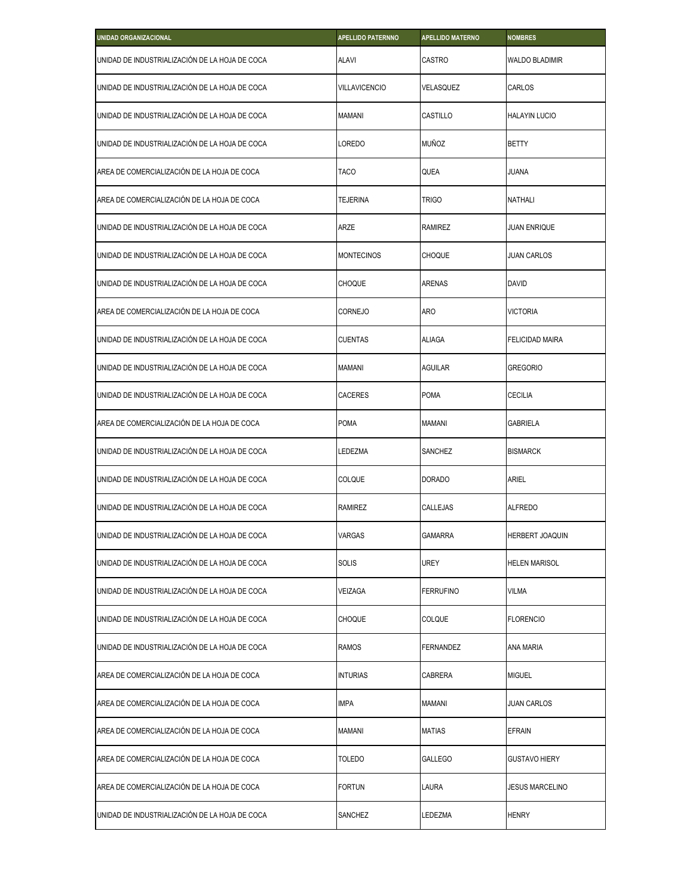| UNIDAD ORGANIZACIONAL | APELLIDO PATERNNO | APELLIDO MATERNO | NOMBRES |
|---|---|---|---|
| UNIDAD DE INDUSTRIALIZACIÓN DE LA HOJA DE COCA | ALAVI | CASTRO | WALDO BLADIMIR |
| UNIDAD DE INDUSTRIALIZACIÓN DE LA HOJA DE COCA | VILLAVICENCIO | VELASQUEZ | CARLOS |
| UNIDAD DE INDUSTRIALIZACIÓN DE LA HOJA DE COCA | MAMANI | CASTILLO | HALAYIN LUCIO |
| UNIDAD DE INDUSTRIALIZACIÓN DE LA HOJA DE COCA | LOREDO | MUÑOZ | BETTY |
| AREA DE COMERCIALIZACIÓN DE LA HOJA DE COCA | TACO | QUEA | JUANA |
| AREA DE COMERCIALIZACIÓN DE LA HOJA DE COCA | TEJERINA | TRIGO | NATHALI |
| UNIDAD DE INDUSTRIALIZACIÓN DE LA HOJA DE COCA | ARZE | RAMIREZ | JUAN ENRIQUE |
| UNIDAD DE INDUSTRIALIZACIÓN DE LA HOJA DE COCA | MONTECINOS | CHOQUE | JUAN CARLOS |
| UNIDAD DE INDUSTRIALIZACIÓN DE LA HOJA DE COCA | CHOQUE | ARENAS | DAVID |
| AREA DE COMERCIALIZACIÓN DE LA HOJA DE COCA | CORNEJO | ARO | VICTORIA |
| UNIDAD DE INDUSTRIALIZACIÓN DE LA HOJA DE COCA | CUENTAS | ALIAGA | FELICIDAD MAIRA |
| UNIDAD DE INDUSTRIALIZACIÓN DE LA HOJA DE COCA | MAMANI | AGUILAR | GREGORIO |
| UNIDAD DE INDUSTRIALIZACIÓN DE LA HOJA DE COCA | CACERES | POMA | CECILIA |
| AREA DE COMERCIALIZACIÓN DE LA HOJA DE COCA | POMA | MAMANI | GABRIELA |
| UNIDAD DE INDUSTRIALIZACIÓN DE LA HOJA DE COCA | LEDEZMA | SANCHEZ | BISMARCK |
| UNIDAD DE INDUSTRIALIZACIÓN DE LA HOJA DE COCA | COLQUE | DORADO | ARIEL |
| UNIDAD DE INDUSTRIALIZACIÓN DE LA HOJA DE COCA | RAMIREZ | CALLEJAS | ALFREDO |
| UNIDAD DE INDUSTRIALIZACIÓN DE LA HOJA DE COCA | VARGAS | GAMARRA | HERBERT JOAQUIN |
| UNIDAD DE INDUSTRIALIZACIÓN DE LA HOJA DE COCA | SOLIS | UREY | HELEN MARISOL |
| UNIDAD DE INDUSTRIALIZACIÓN DE LA HOJA DE COCA | VEIZAGA | FERRUFINO | VILMA |
| UNIDAD DE INDUSTRIALIZACIÓN DE LA HOJA DE COCA | CHOQUE | COLQUE | FLORENCIO |
| UNIDAD DE INDUSTRIALIZACIÓN DE LA HOJA DE COCA | RAMOS | FERNANDEZ | ANA MARIA |
| AREA DE COMERCIALIZACIÓN DE LA HOJA DE COCA | INTURIAS | CABRERA | MIGUEL |
| AREA DE COMERCIALIZACIÓN DE LA HOJA DE COCA | IMPA | MAMANI | JUAN CARLOS |
| AREA DE COMERCIALIZACIÓN DE LA HOJA DE COCA | MAMANI | MATIAS | EFRAIN |
| AREA DE COMERCIALIZACIÓN DE LA HOJA DE COCA | TOLEDO | GALLEGO | GUSTAVO HIERY |
| AREA DE COMERCIALIZACIÓN DE LA HOJA DE COCA | FORTUN | LAURA | JESUS MARCELINO |
| UNIDAD DE INDUSTRIALIZACIÓN DE LA HOJA DE COCA | SANCHEZ | LEDEZMA | HENRY |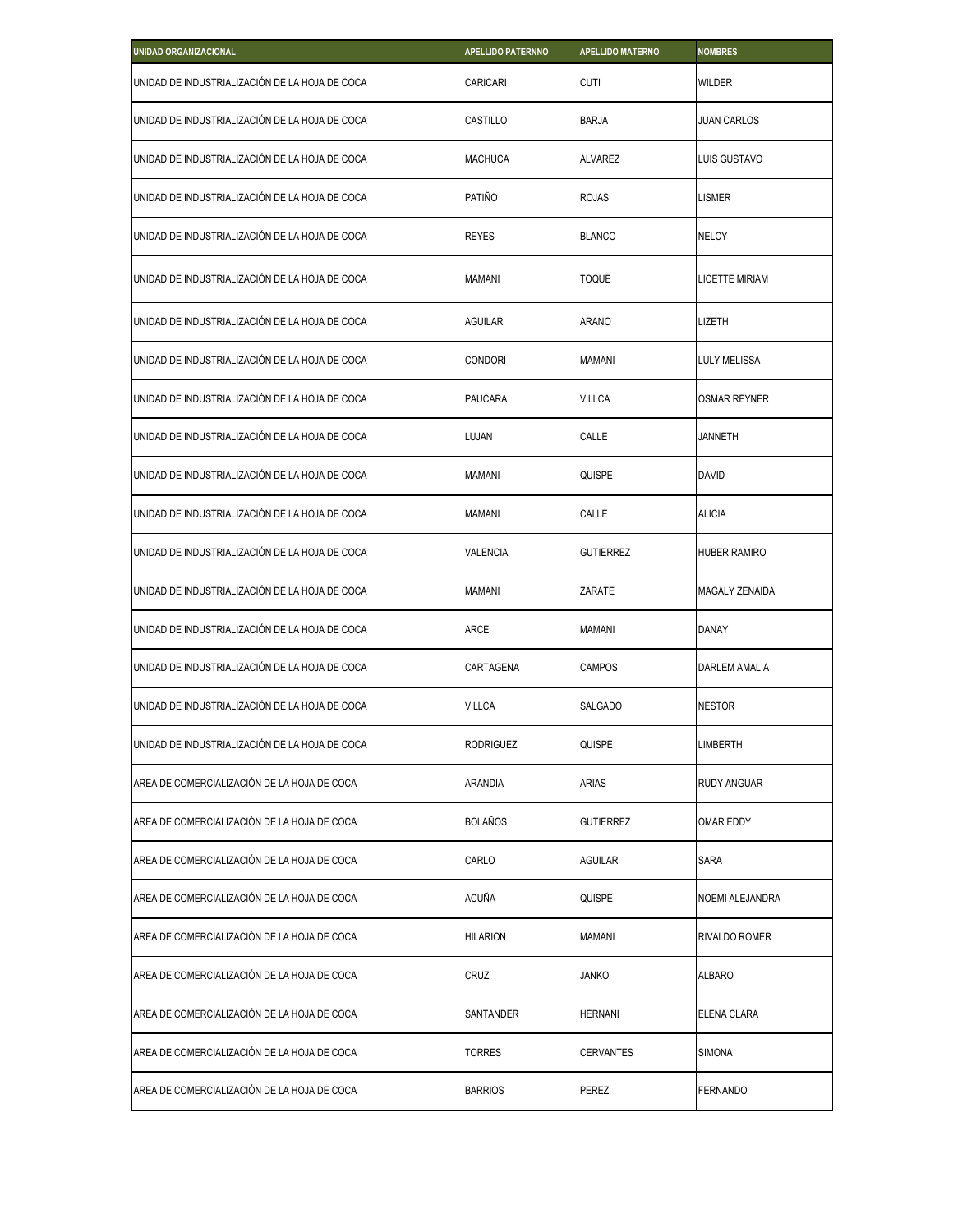| UNIDAD ORGANIZACIONAL | APELLIDO PATERNNO | APELLIDO MATERNO | NOMBRES |
|---|---|---|---|
| UNIDAD DE INDUSTRIALIZACIÓN DE LA HOJA DE COCA | CARICARI | CUTI | WILDER |
| UNIDAD DE INDUSTRIALIZACIÓN DE LA HOJA DE COCA | CASTILLO | BARJA | JUAN CARLOS |
| UNIDAD DE INDUSTRIALIZACIÓN DE LA HOJA DE COCA | MACHUCA | ALVAREZ | LUIS GUSTAVO |
| UNIDAD DE INDUSTRIALIZACIÓN DE LA HOJA DE COCA | PATIÑO | ROJAS | LISMER |
| UNIDAD DE INDUSTRIALIZACIÓN DE LA HOJA DE COCA | REYES | BLANCO | NELCY |
| UNIDAD DE INDUSTRIALIZACIÓN DE LA HOJA DE COCA | MAMANI | TOQUE | LICETTE MIRIAM |
| UNIDAD DE INDUSTRIALIZACIÓN DE LA HOJA DE COCA | AGUILAR | ARANO | LIZETH |
| UNIDAD DE INDUSTRIALIZACIÓN DE LA HOJA DE COCA | CONDORI | MAMANI | LULY MELISSA |
| UNIDAD DE INDUSTRIALIZACIÓN DE LA HOJA DE COCA | PAUCARA | VILLCA | OSMAR REYNER |
| UNIDAD DE INDUSTRIALIZACIÓN DE LA HOJA DE COCA | LUJAN | CALLE | JANNETH |
| UNIDAD DE INDUSTRIALIZACIÓN DE LA HOJA DE COCA | MAMANI | QUISPE | DAVID |
| UNIDAD DE INDUSTRIALIZACIÓN DE LA HOJA DE COCA | MAMANI | CALLE | ALICIA |
| UNIDAD DE INDUSTRIALIZACIÓN DE LA HOJA DE COCA | VALENCIA | GUTIERREZ | HUBER RAMIRO |
| UNIDAD DE INDUSTRIALIZACIÓN DE LA HOJA DE COCA | MAMANI | ZARATE | MAGALY ZENAIDA |
| UNIDAD DE INDUSTRIALIZACIÓN DE LA HOJA DE COCA | ARCE | MAMANI | DANAY |
| UNIDAD DE INDUSTRIALIZACIÓN DE LA HOJA DE COCA | CARTAGENA | CAMPOS | DARLEM AMALIA |
| UNIDAD DE INDUSTRIALIZACIÓN DE LA HOJA DE COCA | VILLCA | SALGADO | NESTOR |
| UNIDAD DE INDUSTRIALIZACIÓN DE LA HOJA DE COCA | RODRIGUEZ | QUISPE | LIMBERTH |
| AREA DE COMERCIALIZACIÓN DE LA HOJA DE COCA | ARANDIA | ARIAS | RUDY ANGUAR |
| AREA DE COMERCIALIZACIÓN DE LA HOJA DE COCA | BOLAÑOS | GUTIERREZ | OMAR EDDY |
| AREA DE COMERCIALIZACIÓN DE LA HOJA DE COCA | CARLO | AGUILAR | SARA |
| AREA DE COMERCIALIZACIÓN DE LA HOJA DE COCA | ACUÑA | QUISPE | NOEMI ALEJANDRA |
| AREA DE COMERCIALIZACIÓN DE LA HOJA DE COCA | HILARION | MAMANI | RIVALDO ROMER |
| AREA DE COMERCIALIZACIÓN DE LA HOJA DE COCA | CRUZ | JANKO | ALBARO |
| AREA DE COMERCIALIZACIÓN DE LA HOJA DE COCA | SANTANDER | HERNANI | ELENA CLARA |
| AREA DE COMERCIALIZACIÓN DE LA HOJA DE COCA | TORRES | CERVANTES | SIMONA |
| AREA DE COMERCIALIZACIÓN DE LA HOJA DE COCA | BARRIOS | PEREZ | FERNANDO |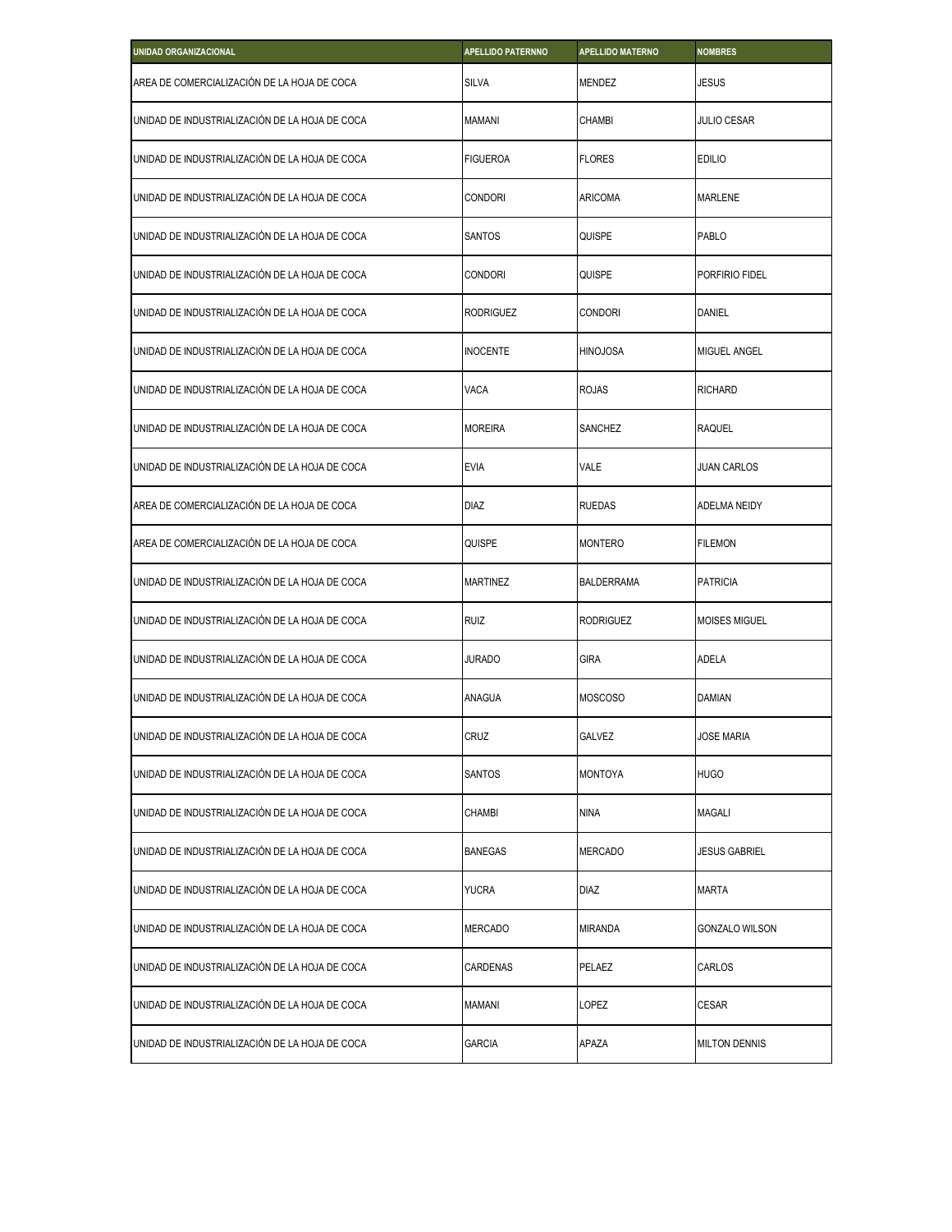| UNIDAD ORGANIZACIONAL | APELLIDO PATERNNO | APELLIDO MATERNO | NOMBRES |
|---|---|---|---|
| AREA DE COMERCIALIZACIÓN DE LA HOJA DE COCA | SILVA | MENDEZ | JESUS |
| UNIDAD DE INDUSTRIALIZACIÓN DE LA HOJA DE COCA | MAMANI | CHAMBI | JULIO CESAR |
| UNIDAD DE INDUSTRIALIZACIÓN DE LA HOJA DE COCA | FIGUEROA | FLORES | EDILIO |
| UNIDAD DE INDUSTRIALIZACIÓN DE LA HOJA DE COCA | CONDORI | ARICOMA | MARLENE |
| UNIDAD DE INDUSTRIALIZACIÓN DE LA HOJA DE COCA | SANTOS | QUISPE | PABLO |
| UNIDAD DE INDUSTRIALIZACIÓN DE LA HOJA DE COCA | CONDORI | QUISPE | PORFIRIO FIDEL |
| UNIDAD DE INDUSTRIALIZACIÓN DE LA HOJA DE COCA | RODRIGUEZ | CONDORI | DANIEL |
| UNIDAD DE INDUSTRIALIZACIÓN DE LA HOJA DE COCA | INOCENTE | HINOJOSA | MIGUEL ANGEL |
| UNIDAD DE INDUSTRIALIZACIÓN DE LA HOJA DE COCA | VACA | ROJAS | RICHARD |
| UNIDAD DE INDUSTRIALIZACIÓN DE LA HOJA DE COCA | MOREIRA | SANCHEZ | RAQUEL |
| UNIDAD DE INDUSTRIALIZACIÓN DE LA HOJA DE COCA | EVIA | VALE | JUAN CARLOS |
| AREA DE COMERCIALIZACIÓN DE LA HOJA DE COCA | DIAZ | RUEDAS | ADELMA NEIDY |
| AREA DE COMERCIALIZACIÓN DE LA HOJA DE COCA | QUISPE | MONTERO | FILEMON |
| UNIDAD DE INDUSTRIALIZACIÓN DE LA HOJA DE COCA | MARTINEZ | BALDERRAMA | PATRICIA |
| UNIDAD DE INDUSTRIALIZACIÓN DE LA HOJA DE COCA | RUIZ | RODRIGUEZ | MOISES MIGUEL |
| UNIDAD DE INDUSTRIALIZACIÓN DE LA HOJA DE COCA | JURADO | GIRA | ADELA |
| UNIDAD DE INDUSTRIALIZACIÓN DE LA HOJA DE COCA | ANAGUA | MOSCOSO | DAMIAN |
| UNIDAD DE INDUSTRIALIZACIÓN DE LA HOJA DE COCA | CRUZ | GALVEZ | JOSE MARIA |
| UNIDAD DE INDUSTRIALIZACIÓN DE LA HOJA DE COCA | SANTOS | MONTOYA | HUGO |
| UNIDAD DE INDUSTRIALIZACIÓN DE LA HOJA DE COCA | CHAMBI | NINA | MAGALI |
| UNIDAD DE INDUSTRIALIZACIÓN DE LA HOJA DE COCA | BANEGAS | MERCADO | JESUS GABRIEL |
| UNIDAD DE INDUSTRIALIZACIÓN DE LA HOJA DE COCA | YUCRA | DIAZ | MARTA |
| UNIDAD DE INDUSTRIALIZACIÓN DE LA HOJA DE COCA | MERCADO | MIRANDA | GONZALO WILSON |
| UNIDAD DE INDUSTRIALIZACIÓN DE LA HOJA DE COCA | CARDENAS | PELAEZ | CARLOS |
| UNIDAD DE INDUSTRIALIZACIÓN DE LA HOJA DE COCA | MAMANI | LOPEZ | CESAR |
| UNIDAD DE INDUSTRIALIZACIÓN DE LA HOJA DE COCA | GARCIA | APAZA | MILTON DENNIS |